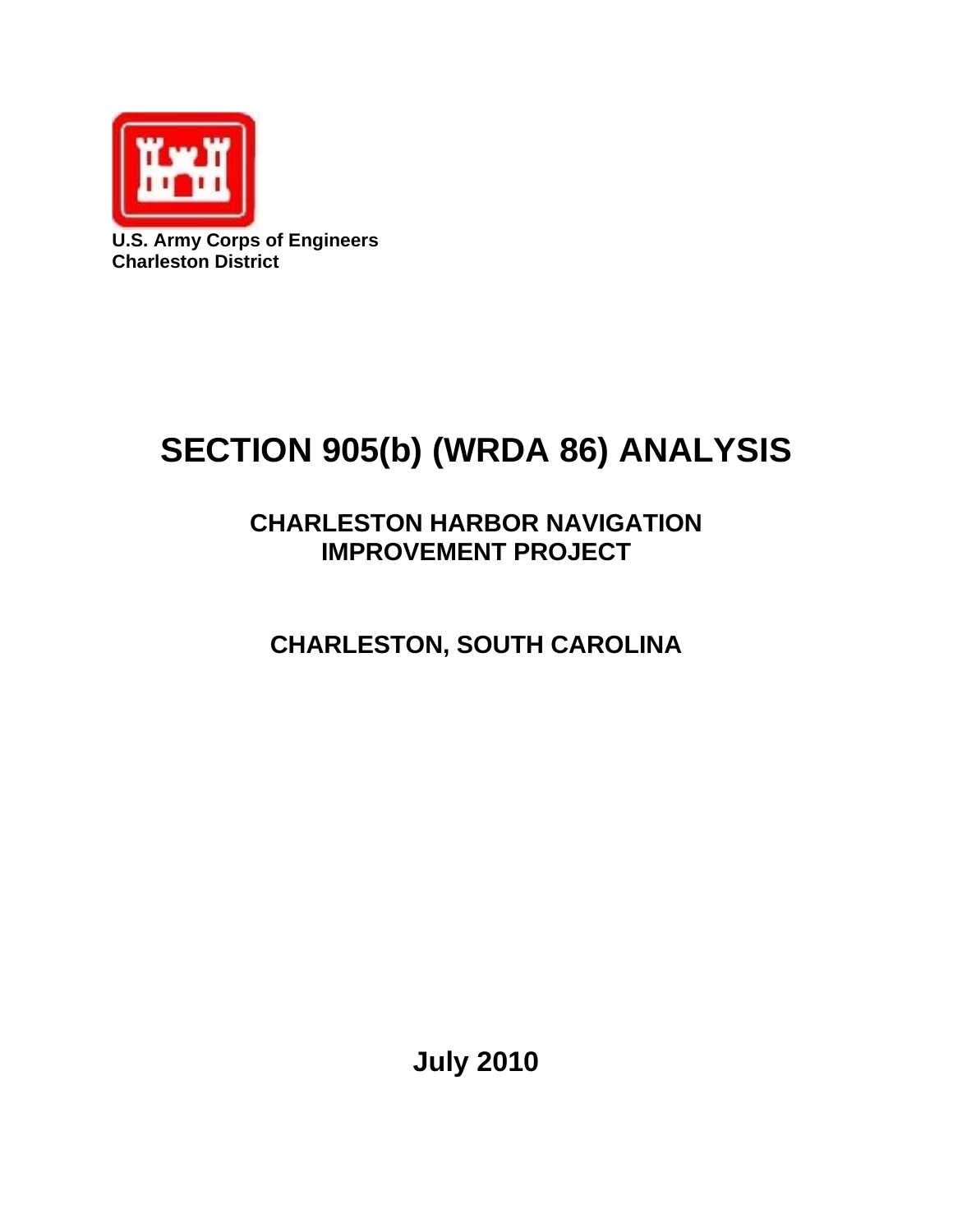**U.S. Army Corps of Engineers**
**Charleston District**

# SECTION 905(b) (WRDA 86) ANALYSIS

## CHARLESTON HARBOR NAVIGATION IMPROVEMENT PROJECT

## CHARLESTON, SOUTH CAROLINA

**July 2010**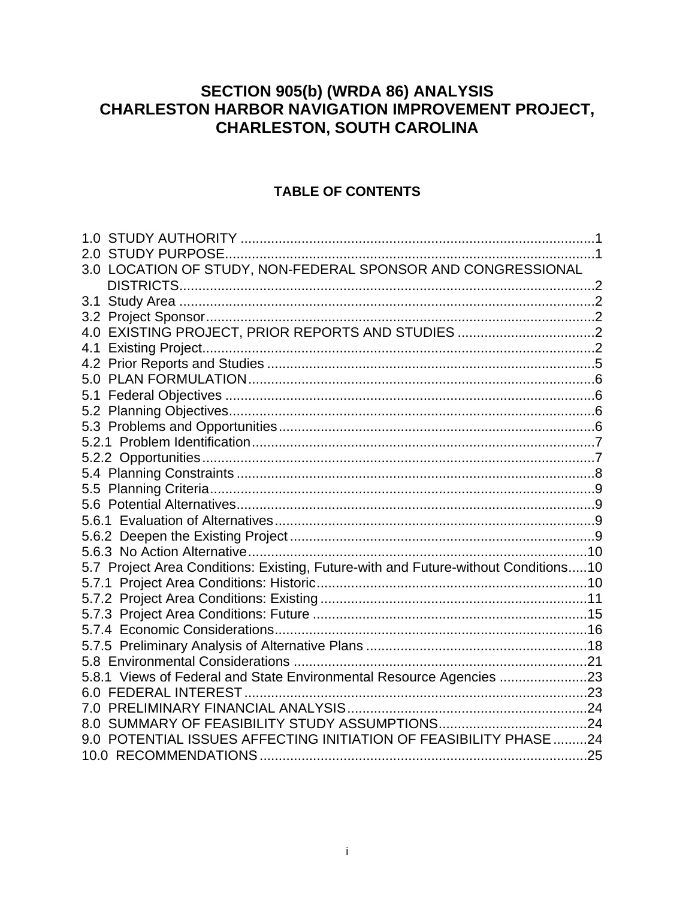# SECTION 905(b) (WRDA 86) ANALYSIS CHARLESTON HARBOR NAVIGATION IMPROVEMENT PROJECT, CHARLESTON, SOUTH CAROLINA

## TABLE OF CONTENTS

1.0 STUDY AUTHORITY ........................................................................................... 1
2.0 STUDY PURPOSE............................................................................................... 1
3.0 LOCATION OF STUDY, NON-FEDERAL SPONSOR AND CONGRESSIONAL DISTRICTS.......................................................................................................... 2
3.1 Study Area ............................................................................................................ 2
3.2 Project Sponsor..................................................................................................... 2
4.0 EXISTING PROJECT, PRIOR REPORTS AND STUDIES .................................... 2
4.1 Existing Project...................................................................................................... 2
4.2 Prior Reports and Studies ..................................................................................... 5
5.0 PLAN FORMULATION.......................................................................................... 6
5.1 Federal Objectives ................................................................................................ 6
5.2 Planning Objectives............................................................................................... 6
5.3 Problems and Opportunities.................................................................................. 6
5.2.1 Problem Identification......................................................................................... 7
5.2.2 Opportunities...................................................................................................... 7
5.4 Planning Constraints ............................................................................................. 8
5.5 Planning Criteria.................................................................................................... 9
5.6 Potential Alternatives............................................................................................. 9
5.6.1 Evaluation of Alternatives................................................................................... 9
5.6.2 Deepen the Existing Project ............................................................................... 9
5.6.3 No Action Alternative........................................................................................ 10
5.7 Project Area Conditions: Existing, Future-with and Future-without Conditions..... 10
5.7.1 Project Area Conditions: Historic...................................................................... 10
5.7.2 Project Area Conditions: Existing ..................................................................... 11
5.7.3 Project Area Conditions: Future ....................................................................... 15
5.7.4 Economic Considerations................................................................................. 16
5.7.5 Preliminary Analysis of Alternative Plans ......................................................... 18
5.8 Environmental Considerations ............................................................................ 21
5.8.1 Views of Federal and State Environmental Resource Agencies ....................... 23
6.0 FEDERAL INTEREST.......................................................................................... 23
7.0 PRELIMINARY FINANCIAL ANALYSIS............................................................... 24
8.0 SUMMARY OF FEASIBILITY STUDY ASSUMPTIONS....................................... 24
9.0 POTENTIAL ISSUES AFFECTING INITIATION OF FEASIBILITY PHASE ......... 24
10.0 RECOMMENDATIONS..................................................................................... 25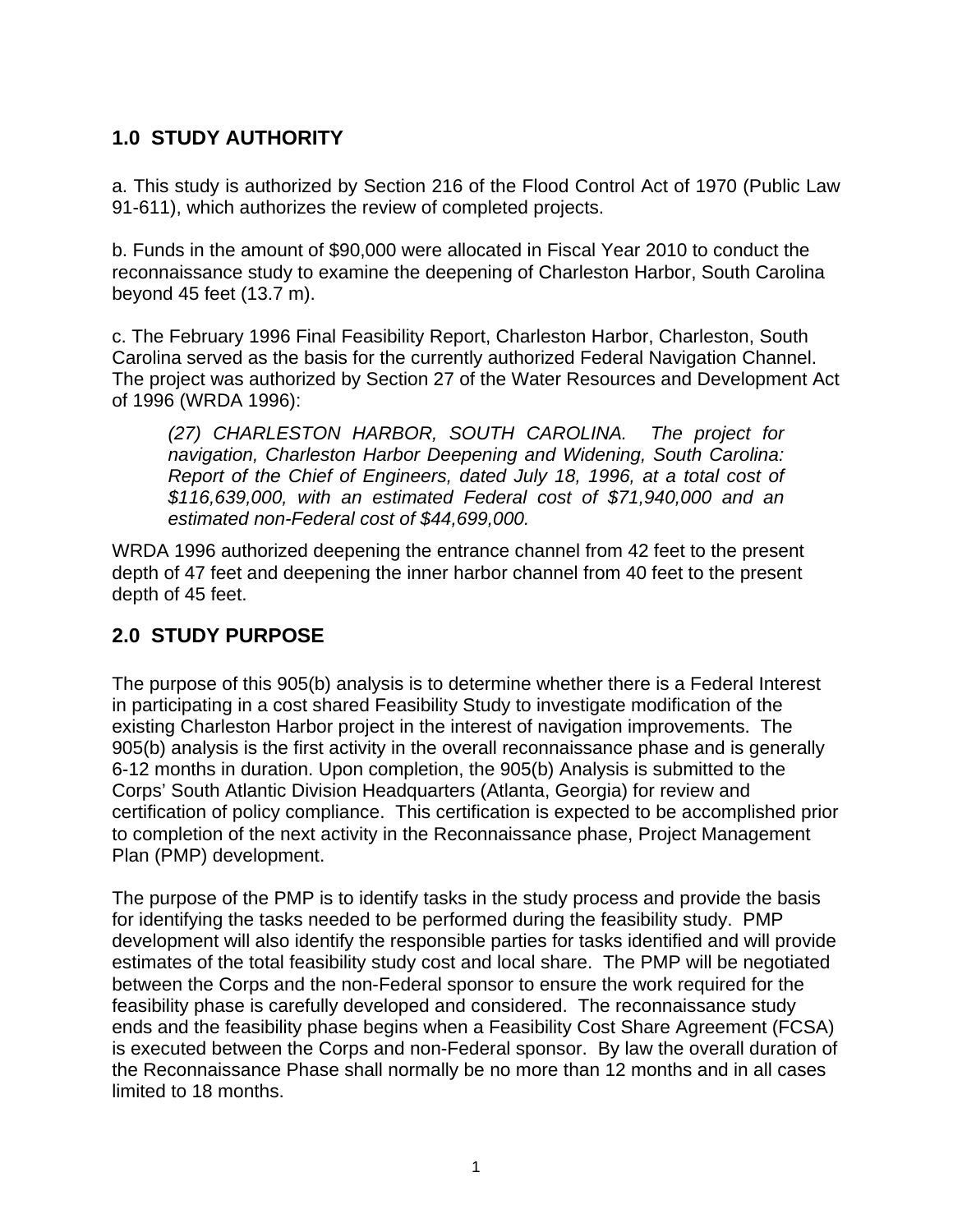## 1.0 STUDY AUTHORITY

a. This study is authorized by Section 216 of the Flood Control Act of 1970 (Public Law 91-611), which authorizes the review of completed projects.

b. Funds in the amount of $90,000 were allocated in Fiscal Year 2010 to conduct the reconnaissance study to examine the deepening of Charleston Harbor, South Carolina beyond 45 feet (13.7 m).

c. The February 1996 Final Feasibility Report, Charleston Harbor, Charleston, South Carolina served as the basis for the currently authorized Federal Navigation Channel. The project was authorized by Section 27 of the Water Resources and Development Act of 1996 (WRDA 1996):

> *(27) CHARLESTON HARBOR, SOUTH CAROLINA. The project for navigation, Charleston Harbor Deepening and Widening, South Carolina: Report of the Chief of Engineers, dated July 18, 1996, at a total cost of $116,639,000, with an estimated Federal cost of $71,940,000 and an estimated non-Federal cost of $44,699,000.*

WRDA 1996 authorized deepening the entrance channel from 42 feet to the present depth of 47 feet and deepening the inner harbor channel from 40 feet to the present depth of 45 feet.

## 2.0 STUDY PURPOSE

The purpose of this 905(b) analysis is to determine whether there is a Federal Interest in participating in a cost shared Feasibility Study to investigate modification of the existing Charleston Harbor project in the interest of navigation improvements. The 905(b) analysis is the first activity in the overall reconnaissance phase and is generally 6-12 months in duration. Upon completion, the 905(b) Analysis is submitted to the Corps' South Atlantic Division Headquarters (Atlanta, Georgia) for review and certification of policy compliance. This certification is expected to be accomplished prior to completion of the next activity in the Reconnaissance phase, Project Management Plan (PMP) development.

The purpose of the PMP is to identify tasks in the study process and provide the basis for identifying the tasks needed to be performed during the feasibility study. PMP development will also identify the responsible parties for tasks identified and will provide estimates of the total feasibility study cost and local share. The PMP will be negotiated between the Corps and the non-Federal sponsor to ensure the work required for the feasibility phase is carefully developed and considered. The reconnaissance study ends and the feasibility phase begins when a Feasibility Cost Share Agreement (FCSA) is executed between the Corps and non-Federal sponsor. By law the overall duration of the Reconnaissance Phase shall normally be no more than 12 months and in all cases limited to 18 months.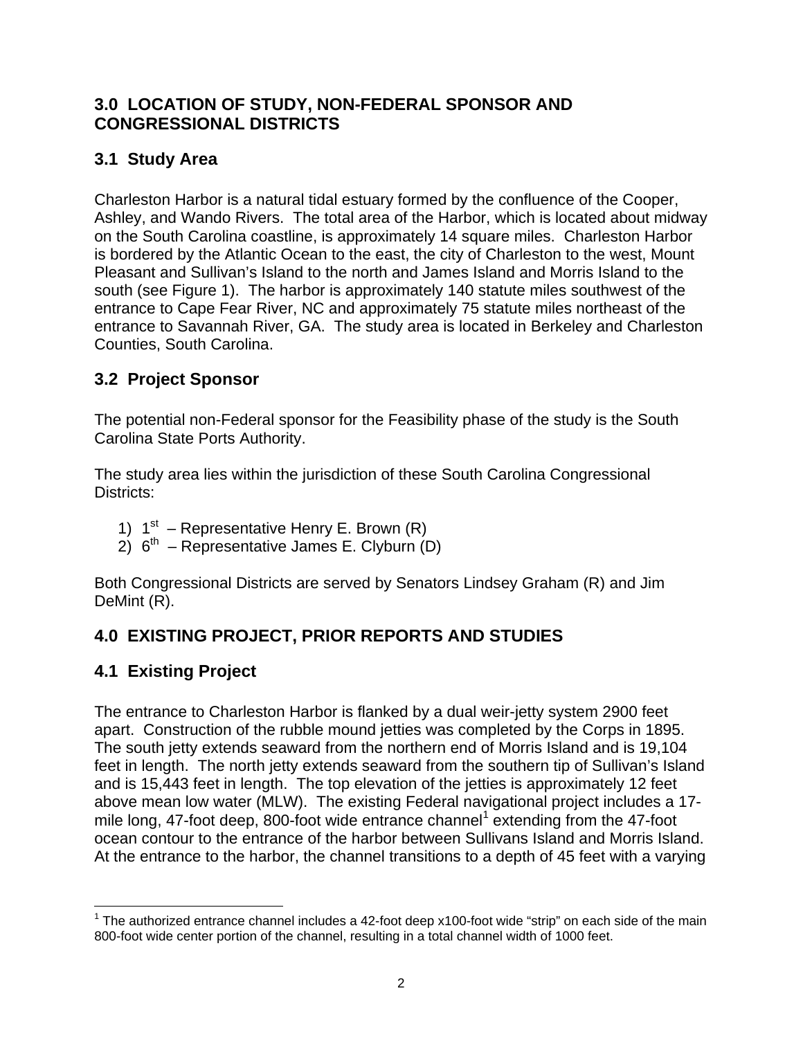## 3.0 LOCATION OF STUDY, NON-FEDERAL SPONSOR AND CONGRESSIONAL DISTRICTS

### 3.1 Study Area

Charleston Harbor is a natural tidal estuary formed by the confluence of the Cooper, Ashley, and Wando Rivers. The total area of the Harbor, which is located about midway on the South Carolina coastline, is approximately 14 square miles. Charleston Harbor is bordered by the Atlantic Ocean to the east, the city of Charleston to the west, Mount Pleasant and Sullivan's Island to the north and James Island and Morris Island to the south (see Figure 1). The harbor is approximately 140 statute miles southwest of the entrance to Cape Fear River, NC and approximately 75 statute miles northeast of the entrance to Savannah River, GA. The study area is located in Berkeley and Charleston Counties, South Carolina.

### 3.2 Project Sponsor

The potential non-Federal sponsor for the Feasibility phase of the study is the South Carolina State Ports Authority.

The study area lies within the jurisdiction of these South Carolina Congressional Districts:

1) 1st – Representative Henry E. Brown (R)
2) 6th – Representative James E. Clyburn (D)

Both Congressional Districts are served by Senators Lindsey Graham (R) and Jim DeMint (R).

## 4.0 EXISTING PROJECT, PRIOR REPORTS AND STUDIES

### 4.1 Existing Project

The entrance to Charleston Harbor is flanked by a dual weir-jetty system 2900 feet apart. Construction of the rubble mound jetties was completed by the Corps in 1895. The south jetty extends seaward from the northern end of Morris Island and is 19,104 feet in length. The north jetty extends seaward from the southern tip of Sullivan's Island and is 15,443 feet in length. The top elevation of the jetties is approximately 12 feet above mean low water (MLW). The existing Federal navigational project includes a 17-mile long, 47-foot deep, 800-foot wide entrance channel[1] extending from the 47-foot ocean contour to the entrance of the harbor between Sullivans Island and Morris Island. At the entrance to the harbor, the channel transitions to a depth of 45 feet with a varying

[1] The authorized entrance channel includes a 42-foot deep x100-foot wide "strip" on each side of the main 800-foot wide center portion of the channel, resulting in a total channel width of 1000 feet.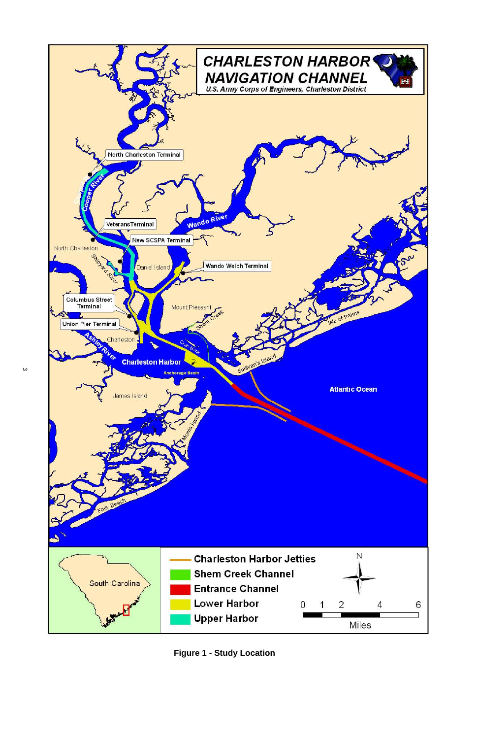**CHARLESTON HARBOR NAVIGATION CHANNEL**

*U.S. Army Corps of Engineers, Charleston District*

North Charleston Terminal

Cooper River

Veterans Terminal

New SCSPA Terminal

Wando River

North Charleston

Shipyard River

Daniel Island

Wando Welch Terminal

Columbus Street Terminal

Union Pier Terminal

Mount Pleasant

Shem Creek

Charleston

Ashley River

Crab Bank

Charleston Harbor

Anchorage Basin

Sullivan's Island

Isle of Palms

Atlantic Ocean

James Island

Morris Island

Folly Beach

South Carolina

- Charleston Harbor Jetties
- Shem Creek Channel
- Entrance Channel
- Lower Harbor
- Upper Harbor

N

0 1 2 4 6

Miles

**Figure 1 - Study Location**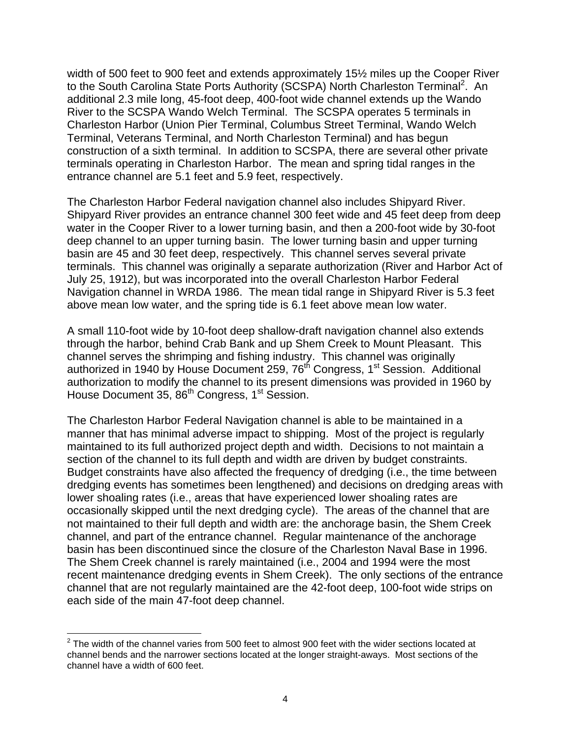width of 500 feet to 900 feet and extends approximately 15½ miles up the Cooper River to the South Carolina State Ports Authority (SCSPA) North Charleston Terminal[2]. An additional 2.3 mile long, 45-foot deep, 400-foot wide channel extends up the Wando River to the SCSPA Wando Welch Terminal. The SCSPA operates 5 terminals in Charleston Harbor (Union Pier Terminal, Columbus Street Terminal, Wando Welch Terminal, Veterans Terminal, and North Charleston Terminal) and has begun construction of a sixth terminal. In addition to SCSPA, there are several other private terminals operating in Charleston Harbor. The mean and spring tidal ranges in the entrance channel are 5.1 feet and 5.9 feet, respectively.

The Charleston Harbor Federal navigation channel also includes Shipyard River. Shipyard River provides an entrance channel 300 feet wide and 45 feet deep from deep water in the Cooper River to a lower turning basin, and then a 200-foot wide by 30-foot deep channel to an upper turning basin. The lower turning basin and upper turning basin are 45 and 30 feet deep, respectively. This channel serves several private terminals. This channel was originally a separate authorization (River and Harbor Act of July 25, 1912), but was incorporated into the overall Charleston Harbor Federal Navigation channel in WRDA 1986. The mean tidal range in Shipyard River is 5.3 feet above mean low water, and the spring tide is 6.1 feet above mean low water.

A small 110-foot wide by 10-foot deep shallow-draft navigation channel also extends through the harbor, behind Crab Bank and up Shem Creek to Mount Pleasant. This channel serves the shrimping and fishing industry. This channel was originally authorized in 1940 by House Document 259, 76th Congress, 1st Session. Additional authorization to modify the channel to its present dimensions was provided in 1960 by House Document 35, 86th Congress, 1st Session.

The Charleston Harbor Federal Navigation channel is able to be maintained in a manner that has minimal adverse impact to shipping. Most of the project is regularly maintained to its full authorized project depth and width. Decisions to not maintain a section of the channel to its full depth and width are driven by budget constraints. Budget constraints have also affected the frequency of dredging (i.e., the time between dredging events has sometimes been lengthened) and decisions on dredging areas with lower shoaling rates (i.e., areas that have experienced lower shoaling rates are occasionally skipped until the next dredging cycle). The areas of the channel that are not maintained to their full depth and width are: the anchorage basin, the Shem Creek channel, and part of the entrance channel. Regular maintenance of the anchorage basin has been discontinued since the closure of the Charleston Naval Base in 1996. The Shem Creek channel is rarely maintained (i.e., 2004 and 1994 were the most recent maintenance dredging events in Shem Creek). The only sections of the entrance channel that are not regularly maintained are the 42-foot deep, 100-foot wide strips on each side of the main 47-foot deep channel.

---

[2] The width of the channel varies from 500 feet to almost 900 feet with the wider sections located at channel bends and the narrower sections located at the longer straight-aways. Most sections of the channel have a width of 600 feet.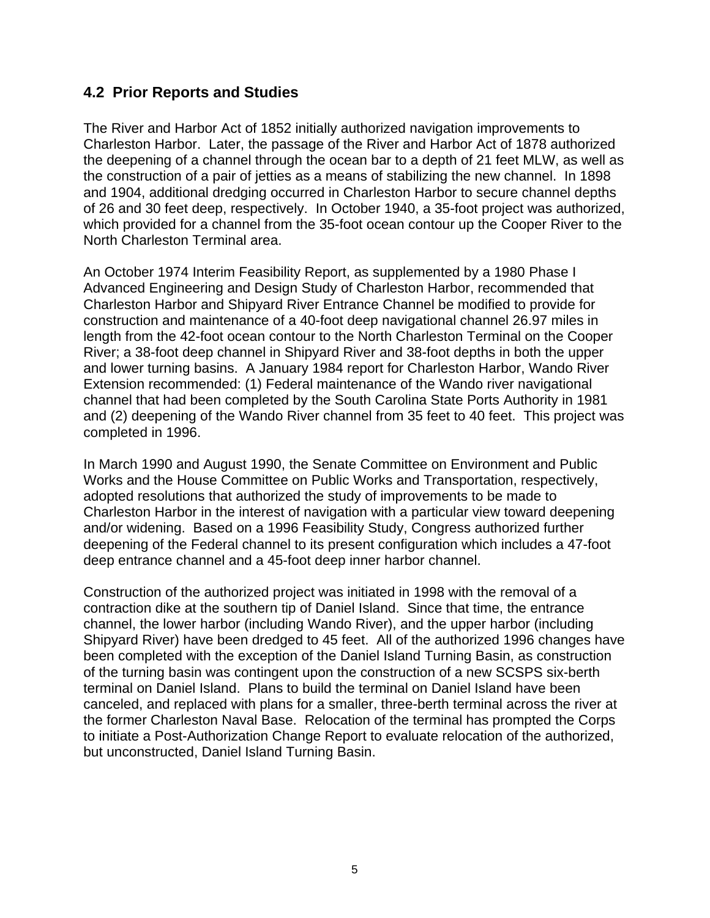## 4.2 Prior Reports and Studies

The River and Harbor Act of 1852 initially authorized navigation improvements to Charleston Harbor. Later, the passage of the River and Harbor Act of 1878 authorized the deepening of a channel through the ocean bar to a depth of 21 feet MLW, as well as the construction of a pair of jetties as a means of stabilizing the new channel. In 1898 and 1904, additional dredging occurred in Charleston Harbor to secure channel depths of 26 and 30 feet deep, respectively. In October 1940, a 35-foot project was authorized, which provided for a channel from the 35-foot ocean contour up the Cooper River to the North Charleston Terminal area.

An October 1974 Interim Feasibility Report, as supplemented by a 1980 Phase I Advanced Engineering and Design Study of Charleston Harbor, recommended that Charleston Harbor and Shipyard River Entrance Channel be modified to provide for construction and maintenance of a 40-foot deep navigational channel 26.97 miles in length from the 42-foot ocean contour to the North Charleston Terminal on the Cooper River; a 38-foot deep channel in Shipyard River and 38-foot depths in both the upper and lower turning basins. A January 1984 report for Charleston Harbor, Wando River Extension recommended: (1) Federal maintenance of the Wando river navigational channel that had been completed by the South Carolina State Ports Authority in 1981 and (2) deepening of the Wando River channel from 35 feet to 40 feet. This project was completed in 1996.

In March 1990 and August 1990, the Senate Committee on Environment and Public Works and the House Committee on Public Works and Transportation, respectively, adopted resolutions that authorized the study of improvements to be made to Charleston Harbor in the interest of navigation with a particular view toward deepening and/or widening. Based on a 1996 Feasibility Study, Congress authorized further deepening of the Federal channel to its present configuration which includes a 47-foot deep entrance channel and a 45-foot deep inner harbor channel.

Construction of the authorized project was initiated in 1998 with the removal of a contraction dike at the southern tip of Daniel Island. Since that time, the entrance channel, the lower harbor (including Wando River), and the upper harbor (including Shipyard River) have been dredged to 45 feet. All of the authorized 1996 changes have been completed with the exception of the Daniel Island Turning Basin, as construction of the turning basin was contingent upon the construction of a new SCSPS six-berth terminal on Daniel Island. Plans to build the terminal on Daniel Island have been canceled, and replaced with plans for a smaller, three-berth terminal across the river at the former Charleston Naval Base. Relocation of the terminal has prompted the Corps to initiate a Post-Authorization Change Report to evaluate relocation of the authorized, but unconstructed, Daniel Island Turning Basin.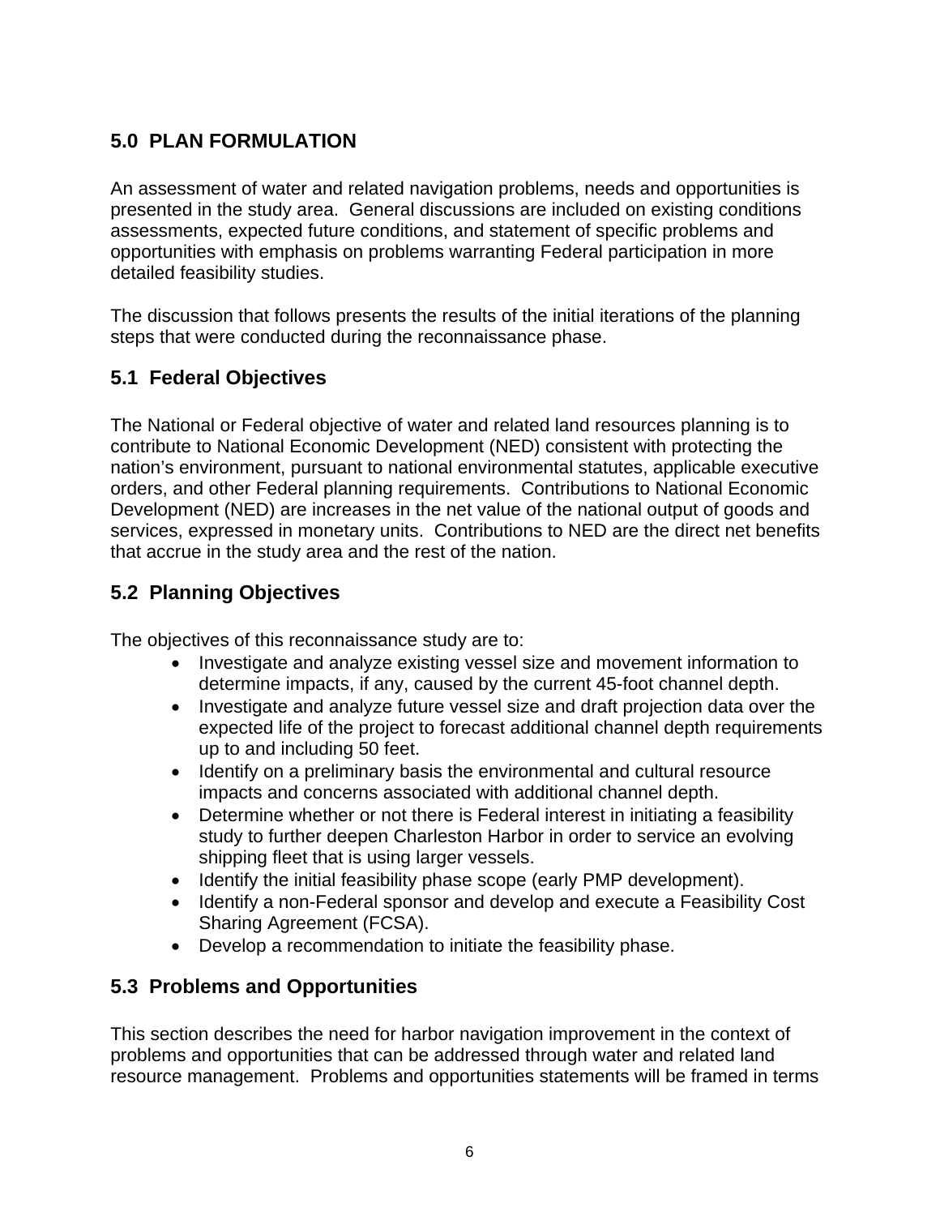## 5.0 PLAN FORMULATION

An assessment of water and related navigation problems, needs and opportunities is presented in the study area. General discussions are included on existing conditions assessments, expected future conditions, and statement of specific problems and opportunities with emphasis on problems warranting Federal participation in more detailed feasibility studies.

The discussion that follows presents the results of the initial iterations of the planning steps that were conducted during the reconnaissance phase.

### 5.1 Federal Objectives

The National or Federal objective of water and related land resources planning is to contribute to National Economic Development (NED) consistent with protecting the nation's environment, pursuant to national environmental statutes, applicable executive orders, and other Federal planning requirements. Contributions to National Economic Development (NED) are increases in the net value of the national output of goods and services, expressed in monetary units. Contributions to NED are the direct net benefits that accrue in the study area and the rest of the nation.

### 5.2 Planning Objectives

The objectives of this reconnaissance study are to:

- Investigate and analyze existing vessel size and movement information to determine impacts, if any, caused by the current 45-foot channel depth.
- Investigate and analyze future vessel size and draft projection data over the expected life of the project to forecast additional channel depth requirements up to and including 50 feet.
- Identify on a preliminary basis the environmental and cultural resource impacts and concerns associated with additional channel depth.
- Determine whether or not there is Federal interest in initiating a feasibility study to further deepen Charleston Harbor in order to service an evolving shipping fleet that is using larger vessels.
- Identify the initial feasibility phase scope (early PMP development).
- Identify a non-Federal sponsor and develop and execute a Feasibility Cost Sharing Agreement (FCSA).
- Develop a recommendation to initiate the feasibility phase.

### 5.3 Problems and Opportunities

This section describes the need for harbor navigation improvement in the context of problems and opportunities that can be addressed through water and related land resource management. Problems and opportunities statements will be framed in terms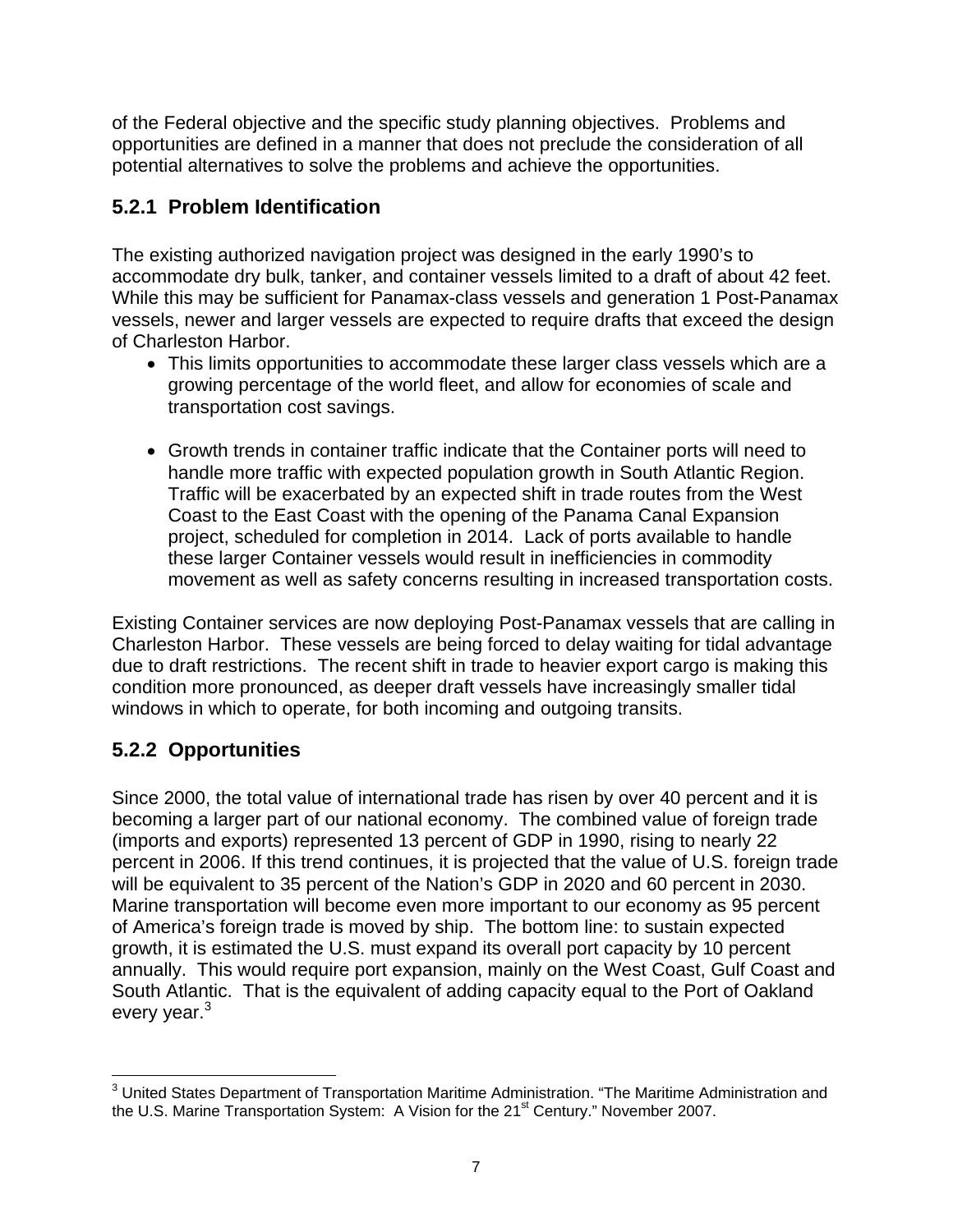of the Federal objective and the specific study planning objectives. Problems and opportunities are defined in a manner that does not preclude the consideration of all potential alternatives to solve the problems and achieve the opportunities.

### 5.2.1 Problem Identification

The existing authorized navigation project was designed in the early 1990's to accommodate dry bulk, tanker, and container vessels limited to a draft of about 42 feet. While this may be sufficient for Panamax-class vessels and generation 1 Post-Panamax vessels, newer and larger vessels are expected to require drafts that exceed the design of Charleston Harbor.

- This limits opportunities to accommodate these larger class vessels which are a growing percentage of the world fleet, and allow for economies of scale and transportation cost savings.

- Growth trends in container traffic indicate that the Container ports will need to handle more traffic with expected population growth in South Atlantic Region. Traffic will be exacerbated by an expected shift in trade routes from the West Coast to the East Coast with the opening of the Panama Canal Expansion project, scheduled for completion in 2014. Lack of ports available to handle these larger Container vessels would result in inefficiencies in commodity movement as well as safety concerns resulting in increased transportation costs.

Existing Container services are now deploying Post-Panamax vessels that are calling in Charleston Harbor. These vessels are being forced to delay waiting for tidal advantage due to draft restrictions. The recent shift in trade to heavier export cargo is making this condition more pronounced, as deeper draft vessels have increasingly smaller tidal windows in which to operate, for both incoming and outgoing transits.

### 5.2.2 Opportunities

Since 2000, the total value of international trade has risen by over 40 percent and it is becoming a larger part of our national economy. The combined value of foreign trade (imports and exports) represented 13 percent of GDP in 1990, rising to nearly 22 percent in 2006. If this trend continues, it is projected that the value of U.S. foreign trade will be equivalent to 35 percent of the Nation's GDP in 2020 and 60 percent in 2030. Marine transportation will become even more important to our economy as 95 percent of America's foreign trade is moved by ship. The bottom line: to sustain expected growth, it is estimated the U.S. must expand its overall port capacity by 10 percent annually. This would require port expansion, mainly on the West Coast, Gulf Coast and South Atlantic. That is the equivalent of adding capacity equal to the Port of Oakland every year.[3]

---

[3] United States Department of Transportation Maritime Administration. "The Maritime Administration and the U.S. Marine Transportation System: A Vision for the 21st Century." November 2007.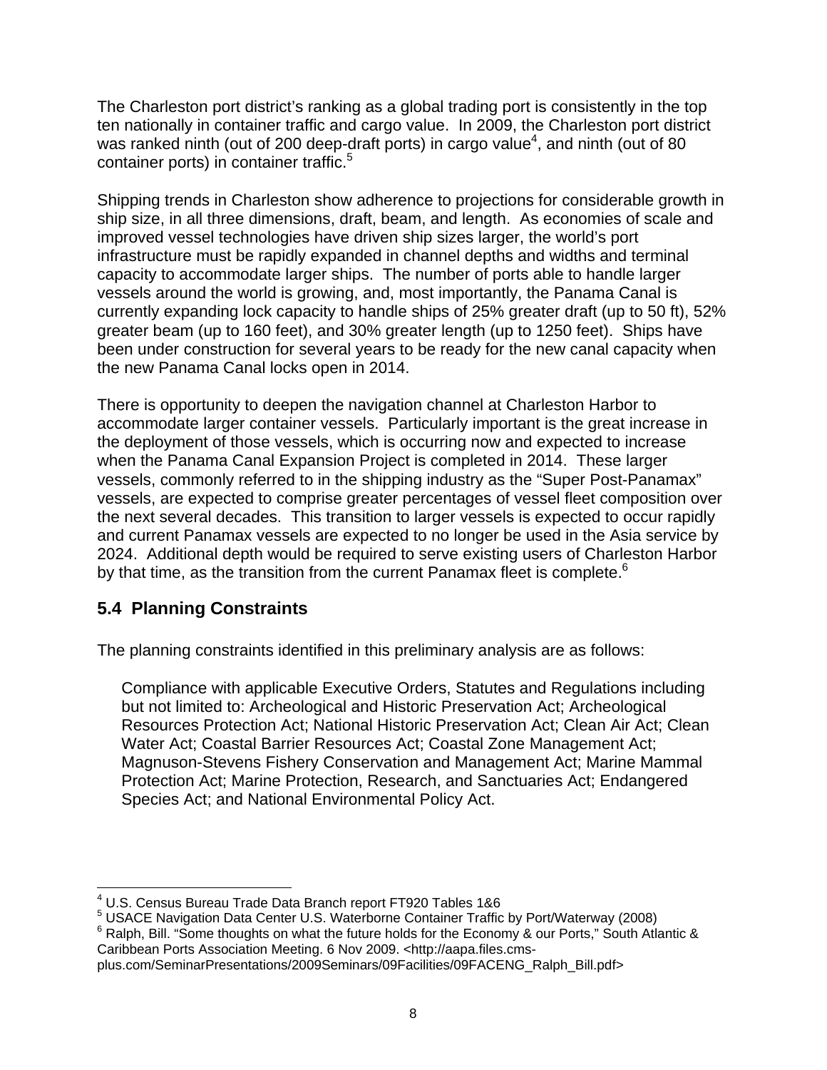The Charleston port district's ranking as a global trading port is consistently in the top ten nationally in container traffic and cargo value. In 2009, the Charleston port district was ranked ninth (out of 200 deep-draft ports) in cargo value[4], and ninth (out of 80 container ports) in container traffic.[5]

Shipping trends in Charleston show adherence to projections for considerable growth in ship size, in all three dimensions, draft, beam, and length. As economies of scale and improved vessel technologies have driven ship sizes larger, the world's port infrastructure must be rapidly expanded in channel depths and widths and terminal capacity to accommodate larger ships. The number of ports able to handle larger vessels around the world is growing, and, most importantly, the Panama Canal is currently expanding lock capacity to handle ships of 25% greater draft (up to 50 ft), 52% greater beam (up to 160 feet), and 30% greater length (up to 1250 feet). Ships have been under construction for several years to be ready for the new canal capacity when the new Panama Canal locks open in 2014.

There is opportunity to deepen the navigation channel at Charleston Harbor to accommodate larger container vessels. Particularly important is the great increase in the deployment of those vessels, which is occurring now and expected to increase when the Panama Canal Expansion Project is completed in 2014. These larger vessels, commonly referred to in the shipping industry as the "Super Post-Panamax" vessels, are expected to comprise greater percentages of vessel fleet composition over the next several decades. This transition to larger vessels is expected to occur rapidly and current Panamax vessels are expected to no longer be used in the Asia service by 2024. Additional depth would be required to serve existing users of Charleston Harbor by that time, as the transition from the current Panamax fleet is complete.[6]

## 5.4 Planning Constraints

The planning constraints identified in this preliminary analysis are as follows:

> Compliance with applicable Executive Orders, Statutes and Regulations including but not limited to: Archeological and Historic Preservation Act; Archeological Resources Protection Act; National Historic Preservation Act; Clean Air Act; Clean Water Act; Coastal Barrier Resources Act; Coastal Zone Management Act; Magnuson-Stevens Fishery Conservation and Management Act; Marine Mammal Protection Act; Marine Protection, Research, and Sanctuaries Act; Endangered Species Act; and National Environmental Policy Act.

---

[4] U.S. Census Bureau Trade Data Branch report FT920 Tables 1&6

[5] USACE Navigation Data Center U.S. Waterborne Container Traffic by Port/Waterway (2008)

[6] Ralph, Bill. "Some thoughts on what the future holds for the Economy & our Ports," South Atlantic & Caribbean Ports Association Meeting. 6 Nov 2009. <http://aapa.files.cms-plus.com/SeminarPresentations/2009Seminars/09Facilities/09FACENG_Ralph_Bill.pdf>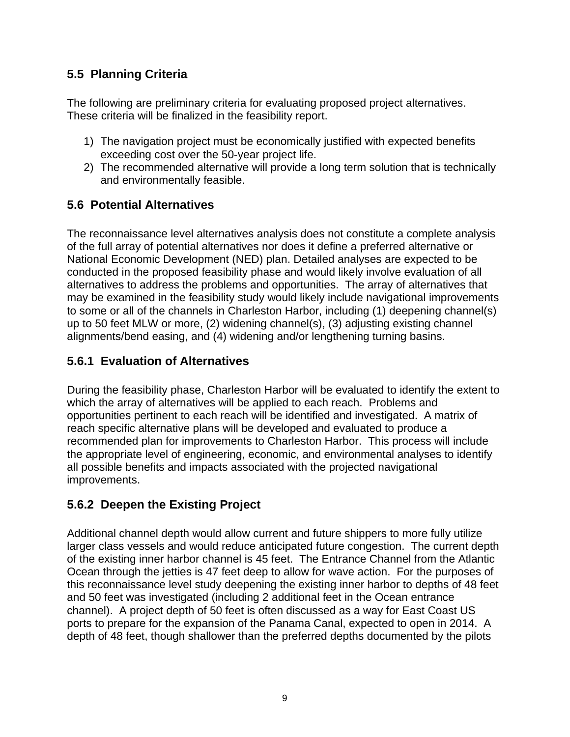### 5.5 Planning Criteria

The following are preliminary criteria for evaluating proposed project alternatives. These criteria will be finalized in the feasibility report.

1) The navigation project must be economically justified with expected benefits exceeding cost over the 50-year project life.
2) The recommended alternative will provide a long term solution that is technically and environmentally feasible.

### 5.6 Potential Alternatives

The reconnaissance level alternatives analysis does not constitute a complete analysis of the full array of potential alternatives nor does it define a preferred alternative or National Economic Development (NED) plan. Detailed analyses are expected to be conducted in the proposed feasibility phase and would likely involve evaluation of all alternatives to address the problems and opportunities. The array of alternatives that may be examined in the feasibility study would likely include navigational improvements to some or all of the channels in Charleston Harbor, including (1) deepening channel(s) up to 50 feet MLW or more, (2) widening channel(s), (3) adjusting existing channel alignments/bend easing, and (4) widening and/or lengthening turning basins.

#### 5.6.1 Evaluation of Alternatives

During the feasibility phase, Charleston Harbor will be evaluated to identify the extent to which the array of alternatives will be applied to each reach. Problems and opportunities pertinent to each reach will be identified and investigated. A matrix of reach specific alternative plans will be developed and evaluated to produce a recommended plan for improvements to Charleston Harbor. This process will include the appropriate level of engineering, economic, and environmental analyses to identify all possible benefits and impacts associated with the projected navigational improvements.

#### 5.6.2 Deepen the Existing Project

Additional channel depth would allow current and future shippers to more fully utilize larger class vessels and would reduce anticipated future congestion. The current depth of the existing inner harbor channel is 45 feet. The Entrance Channel from the Atlantic Ocean through the jetties is 47 feet deep to allow for wave action. For the purposes of this reconnaissance level study deepening the existing inner harbor to depths of 48 feet and 50 feet was investigated (including 2 additional feet in the Ocean entrance channel). A project depth of 50 feet is often discussed as a way for East Coast US ports to prepare for the expansion of the Panama Canal, expected to open in 2014. A depth of 48 feet, though shallower than the preferred depths documented by the pilots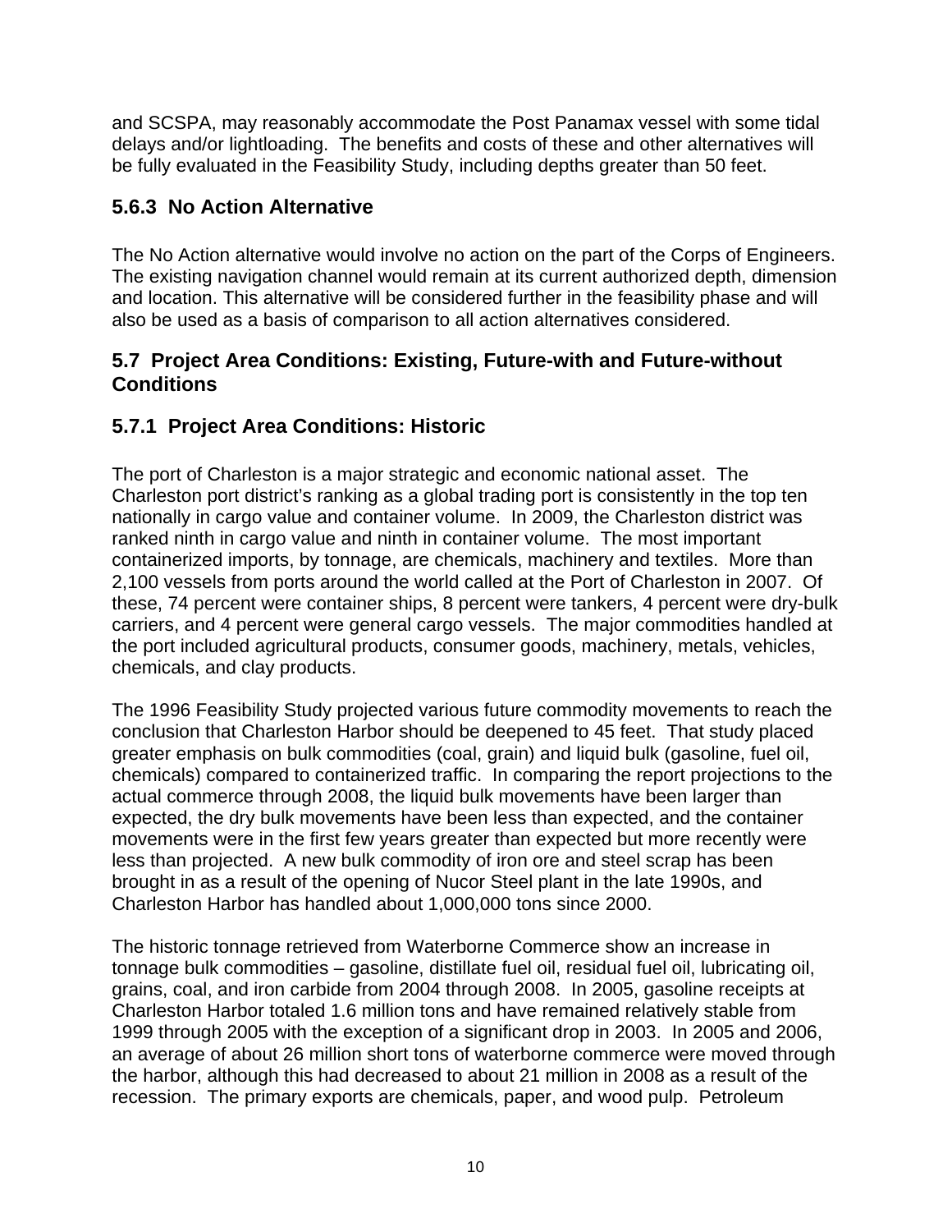and SCSPA, may reasonably accommodate the Post Panamax vessel with some tidal delays and/or lightloading. The benefits and costs of these and other alternatives will be fully evaluated in the Feasibility Study, including depths greater than 50 feet.

### 5.6.3 No Action Alternative

The No Action alternative would involve no action on the part of the Corps of Engineers. The existing navigation channel would remain at its current authorized depth, dimension and location. This alternative will be considered further in the feasibility phase and will also be used as a basis of comparison to all action alternatives considered.

## 5.7 Project Area Conditions: Existing, Future-with and Future-without Conditions

### 5.7.1 Project Area Conditions: Historic

The port of Charleston is a major strategic and economic national asset. The Charleston port district's ranking as a global trading port is consistently in the top ten nationally in cargo value and container volume. In 2009, the Charleston district was ranked ninth in cargo value and ninth in container volume. The most important containerized imports, by tonnage, are chemicals, machinery and textiles. More than 2,100 vessels from ports around the world called at the Port of Charleston in 2007. Of these, 74 percent were container ships, 8 percent were tankers, 4 percent were dry-bulk carriers, and 4 percent were general cargo vessels. The major commodities handled at the port included agricultural products, consumer goods, machinery, metals, vehicles, chemicals, and clay products.

The 1996 Feasibility Study projected various future commodity movements to reach the conclusion that Charleston Harbor should be deepened to 45 feet. That study placed greater emphasis on bulk commodities (coal, grain) and liquid bulk (gasoline, fuel oil, chemicals) compared to containerized traffic. In comparing the report projections to the actual commerce through 2008, the liquid bulk movements have been larger than expected, the dry bulk movements have been less than expected, and the container movements were in the first few years greater than expected but more recently were less than projected. A new bulk commodity of iron ore and steel scrap has been brought in as a result of the opening of Nucor Steel plant in the late 1990s, and Charleston Harbor has handled about 1,000,000 tons since 2000.

The historic tonnage retrieved from Waterborne Commerce show an increase in tonnage bulk commodities – gasoline, distillate fuel oil, residual fuel oil, lubricating oil, grains, coal, and iron carbide from 2004 through 2008. In 2005, gasoline receipts at Charleston Harbor totaled 1.6 million tons and have remained relatively stable from 1999 through 2005 with the exception of a significant drop in 2003. In 2005 and 2006, an average of about 26 million short tons of waterborne commerce were moved through the harbor, although this had decreased to about 21 million in 2008 as a result of the recession. The primary exports are chemicals, paper, and wood pulp. Petroleum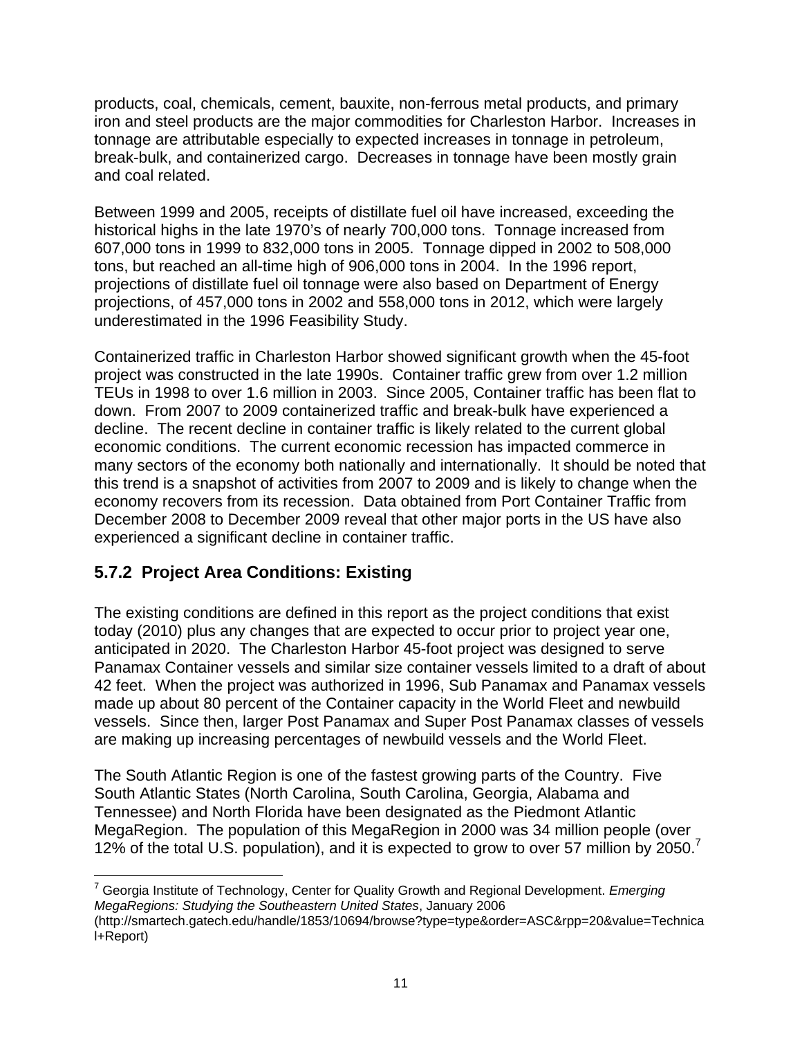products, coal, chemicals, cement, bauxite, non-ferrous metal products, and primary iron and steel products are the major commodities for Charleston Harbor. Increases in tonnage are attributable especially to expected increases in tonnage in petroleum, break-bulk, and containerized cargo. Decreases in tonnage have been mostly grain and coal related.

Between 1999 and 2005, receipts of distillate fuel oil have increased, exceeding the historical highs in the late 1970's of nearly 700,000 tons. Tonnage increased from 607,000 tons in 1999 to 832,000 tons in 2005. Tonnage dipped in 2002 to 508,000 tons, but reached an all-time high of 906,000 tons in 2004. In the 1996 report, projections of distillate fuel oil tonnage were also based on Department of Energy projections, of 457,000 tons in 2002 and 558,000 tons in 2012, which were largely underestimated in the 1996 Feasibility Study.

Containerized traffic in Charleston Harbor showed significant growth when the 45-foot project was constructed in the late 1990s. Container traffic grew from over 1.2 million TEUs in 1998 to over 1.6 million in 2003. Since 2005, Container traffic has been flat to down. From 2007 to 2009 containerized traffic and break-bulk have experienced a decline. The recent decline in container traffic is likely related to the current global economic conditions. The current economic recession has impacted commerce in many sectors of the economy both nationally and internationally. It should be noted that this trend is a snapshot of activities from 2007 to 2009 and is likely to change when the economy recovers from its recession. Data obtained from Port Container Traffic from December 2008 to December 2009 reveal that other major ports in the US have also experienced a significant decline in container traffic.

### 5.7.2 Project Area Conditions: Existing

The existing conditions are defined in this report as the project conditions that exist today (2010) plus any changes that are expected to occur prior to project year one, anticipated in 2020. The Charleston Harbor 45-foot project was designed to serve Panamax Container vessels and similar size container vessels limited to a draft of about 42 feet. When the project was authorized in 1996, Sub Panamax and Panamax vessels made up about 80 percent of the Container capacity in the World Fleet and newbuild vessels. Since then, larger Post Panamax and Super Post Panamax classes of vessels are making up increasing percentages of newbuild vessels and the World Fleet.

The South Atlantic Region is one of the fastest growing parts of the Country. Five South Atlantic States (North Carolina, South Carolina, Georgia, Alabama and Tennessee) and North Florida have been designated as the Piedmont Atlantic MegaRegion. The population of this MegaRegion in 2000 was 34 million people (over 12% of the total U.S. population), and it is expected to grow to over 57 million by 2050.[7]

---

[7] Georgia Institute of Technology, Center for Quality Growth and Regional Development. *Emerging MegaRegions: Studying the Southeastern United States*, January 2006 (http://smartech.gatech.edu/handle/1853/10694/browse?type=type&order=ASC&rpp=20&value=Technical+Report)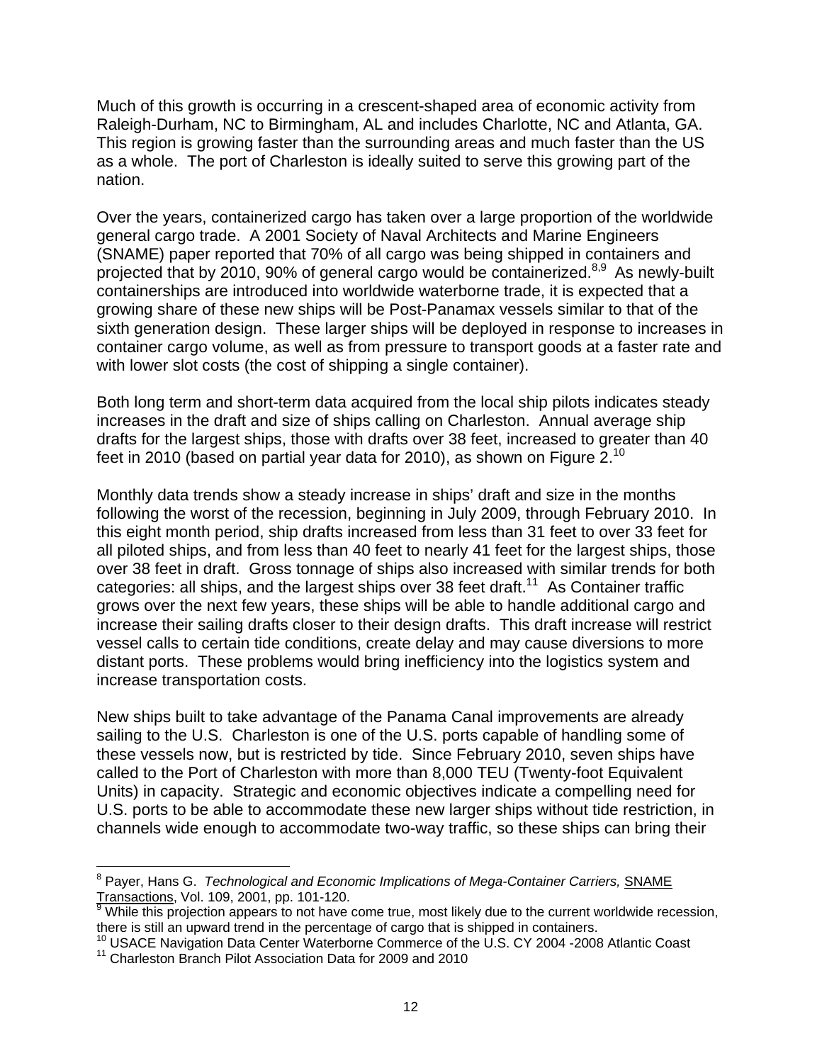Much of this growth is occurring in a crescent-shaped area of economic activity from Raleigh-Durham, NC to Birmingham, AL and includes Charlotte, NC and Atlanta, GA. This region is growing faster than the surrounding areas and much faster than the US as a whole. The port of Charleston is ideally suited to serve this growing part of the nation.

Over the years, containerized cargo has taken over a large proportion of the worldwide general cargo trade. A 2001 Society of Naval Architects and Marine Engineers (SNAME) paper reported that 70% of all cargo was being shipped in containers and projected that by 2010, 90% of general cargo would be containerized.[8,9] As newly-built containerships are introduced into worldwide waterborne trade, it is expected that a growing share of these new ships will be Post-Panamax vessels similar to that of the sixth generation design. These larger ships will be deployed in response to increases in container cargo volume, as well as from pressure to transport goods at a faster rate and with lower slot costs (the cost of shipping a single container).

Both long term and short-term data acquired from the local ship pilots indicates steady increases in the draft and size of ships calling on Charleston. Annual average ship drafts for the largest ships, those with drafts over 38 feet, increased to greater than 40 feet in 2010 (based on partial year data for 2010), as shown on Figure 2.[10]

Monthly data trends show a steady increase in ships' draft and size in the months following the worst of the recession, beginning in July 2009, through February 2010. In this eight month period, ship drafts increased from less than 31 feet to over 33 feet for all piloted ships, and from less than 40 feet to nearly 41 feet for the largest ships, those over 38 feet in draft. Gross tonnage of ships also increased with similar trends for both categories: all ships, and the largest ships over 38 feet draft.[11] As Container traffic grows over the next few years, these ships will be able to handle additional cargo and increase their sailing drafts closer to their design drafts. This draft increase will restrict vessel calls to certain tide conditions, create delay and may cause diversions to more distant ports. These problems would bring inefficiency into the logistics system and increase transportation costs.

New ships built to take advantage of the Panama Canal improvements are already sailing to the U.S. Charleston is one of the U.S. ports capable of handling some of these vessels now, but is restricted by tide. Since February 2010, seven ships have called to the Port of Charleston with more than 8,000 TEU (Twenty-foot Equivalent Units) in capacity. Strategic and economic objectives indicate a compelling need for U.S. ports to be able to accommodate these new larger ships without tide restriction, in channels wide enough to accommodate two-way traffic, so these ships can bring their

---

[8] Payer, Hans G. *Technological and Economic Implications of Mega-Container Carriers,* SNAME Transactions, Vol. 109, 2001, pp. 101-120.

[9] While this projection appears to not have come true, most likely due to the current worldwide recession, there is still an upward trend in the percentage of cargo that is shipped in containers.

[10] USACE Navigation Data Center Waterborne Commerce of the U.S. CY 2004 -2008 Atlantic Coast

[11] Charleston Branch Pilot Association Data for 2009 and 2010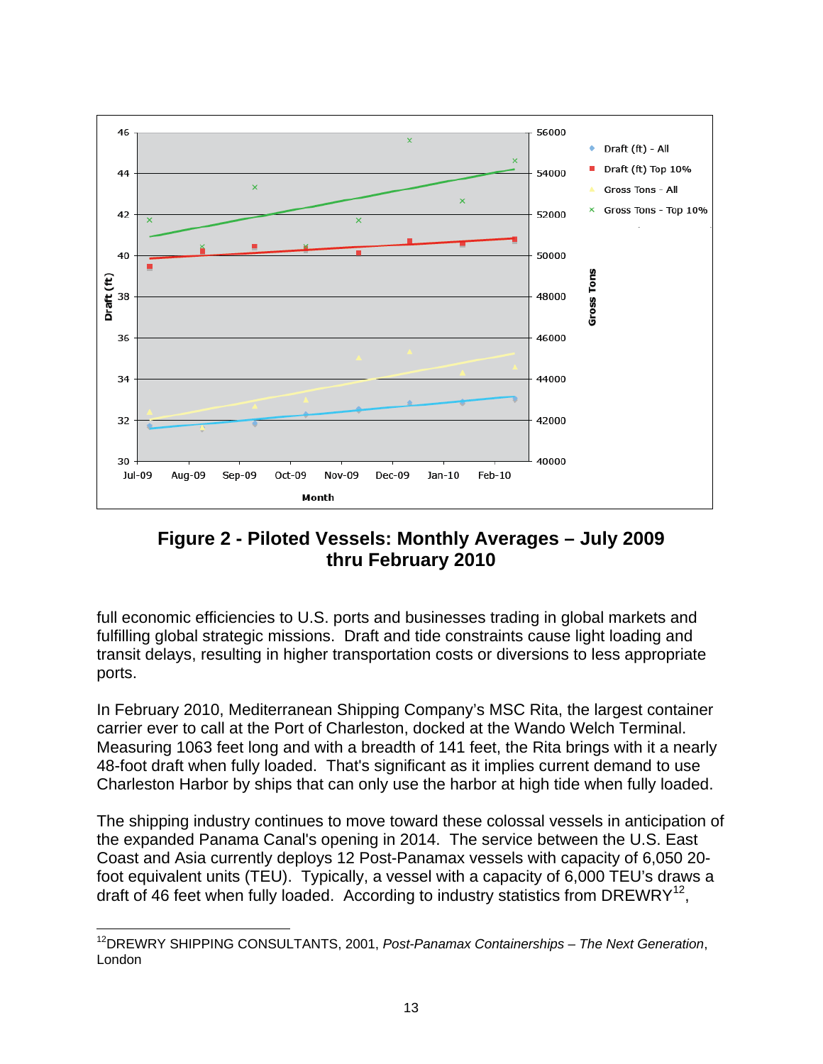**Figure 2 - Piloted Vessels: Monthly Averages – July 2009 thru February 2010**

full economic efficiencies to U.S. ports and businesses trading in global markets and fulfilling global strategic missions. Draft and tide constraints cause light loading and transit delays, resulting in higher transportation costs or diversions to less appropriate ports.

In February 2010, Mediterranean Shipping Company's MSC Rita, the largest container carrier ever to call at the Port of Charleston, docked at the Wando Welch Terminal. Measuring 1063 feet long and with a breadth of 141 feet, the Rita brings with it a nearly 48-foot draft when fully loaded. That's significant as it implies current demand to use Charleston Harbor by ships that can only use the harbor at high tide when fully loaded.

The shipping industry continues to move toward these colossal vessels in anticipation of the expanded Panama Canal's opening in 2014. The service between the U.S. East Coast and Asia currently deploys 12 Post-Panamax vessels with capacity of 6,050 20-foot equivalent units (TEU). Typically, a vessel with a capacity of 6,000 TEU's draws a draft of 46 feet when fully loaded. According to industry statistics from DREWRY[12],

---

[12]DREWRY SHIPPING CONSULTANTS, 2001, *Post-Panamax Containerships – The Next Generation*, London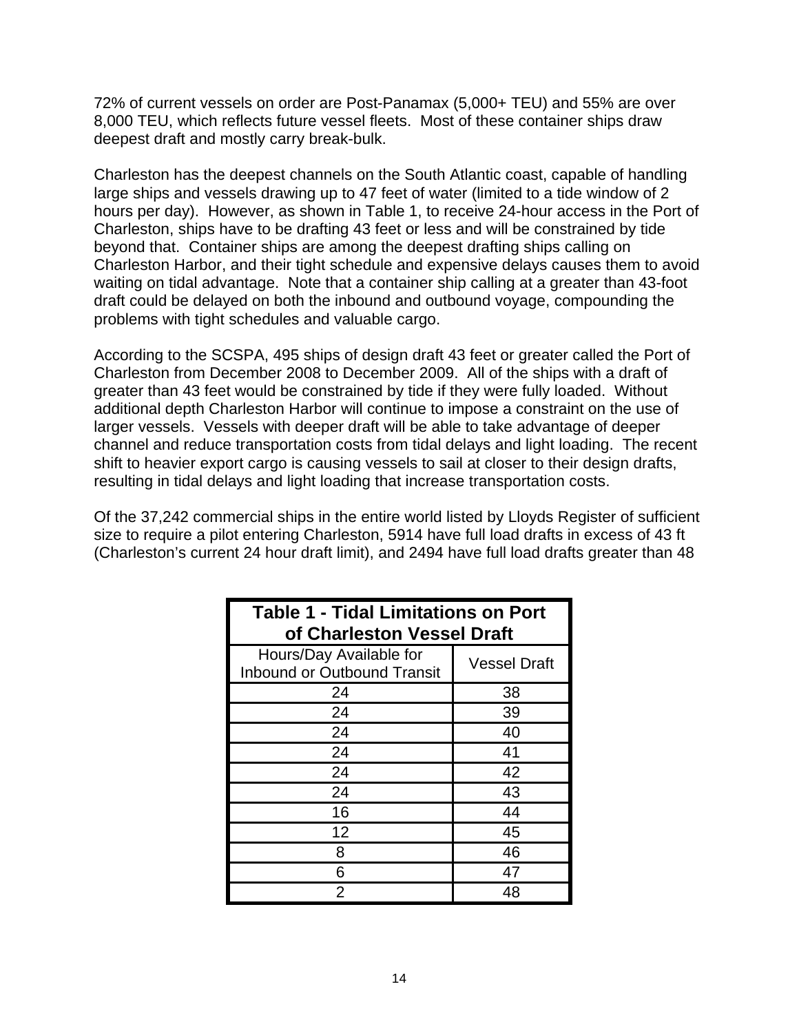72% of current vessels on order are Post-Panamax (5,000+ TEU) and 55% are over 8,000 TEU, which reflects future vessel fleets. Most of these container ships draw deepest draft and mostly carry break-bulk.

Charleston has the deepest channels on the South Atlantic coast, capable of handling large ships and vessels drawing up to 47 feet of water (limited to a tide window of 2 hours per day). However, as shown in Table 1, to receive 24-hour access in the Port of Charleston, ships have to be drafting 43 feet or less and will be constrained by tide beyond that. Container ships are among the deepest drafting ships calling on Charleston Harbor, and their tight schedule and expensive delays causes them to avoid waiting on tidal advantage. Note that a container ship calling at a greater than 43-foot draft could be delayed on both the inbound and outbound voyage, compounding the problems with tight schedules and valuable cargo.

According to the SCSPA, 495 ships of design draft 43 feet or greater called the Port of Charleston from December 2008 to December 2009. All of the ships with a draft of greater than 43 feet would be constrained by tide if they were fully loaded. Without additional depth Charleston Harbor will continue to impose a constraint on the use of larger vessels. Vessels with deeper draft will be able to take advantage of deeper channel and reduce transportation costs from tidal delays and light loading. The recent shift to heavier export cargo is causing vessels to sail at closer to their design drafts, resulting in tidal delays and light loading that increase transportation costs.

Of the 37,242 commercial ships in the entire world listed by Lloyds Register of sufficient size to require a pilot entering Charleston, 5914 have full load drafts in excess of 43 ft (Charleston's current 24 hour draft limit), and 2494 have full load drafts greater than 48

**Table 1 - Tidal Limitations on Port of Charleston Vessel Draft**

| Hours/Day Available for Inbound or Outbound Transit | Vessel Draft |
|---|---|
| 24 | 38 |
| 24 | 39 |
| 24 | 40 |
| 24 | 41 |
| 24 | 42 |
| 24 | 43 |
| 16 | 44 |
| 12 | 45 |
| 8 | 46 |
| 6 | 47 |
| 2 | 48 |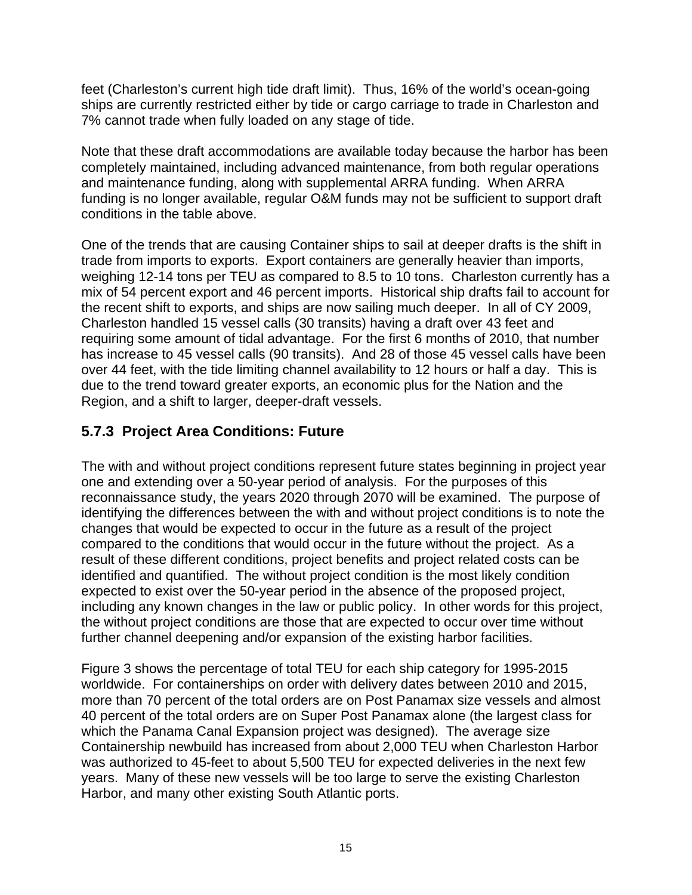feet (Charleston's current high tide draft limit). Thus, 16% of the world's ocean-going ships are currently restricted either by tide or cargo carriage to trade in Charleston and 7% cannot trade when fully loaded on any stage of tide.

Note that these draft accommodations are available today because the harbor has been completely maintained, including advanced maintenance, from both regular operations and maintenance funding, along with supplemental ARRA funding. When ARRA funding is no longer available, regular O&M funds may not be sufficient to support draft conditions in the table above.

One of the trends that are causing Container ships to sail at deeper drafts is the shift in trade from imports to exports. Export containers are generally heavier than imports, weighing 12-14 tons per TEU as compared to 8.5 to 10 tons. Charleston currently has a mix of 54 percent export and 46 percent imports. Historical ship drafts fail to account for the recent shift to exports, and ships are now sailing much deeper. In all of CY 2009, Charleston handled 15 vessel calls (30 transits) having a draft over 43 feet and requiring some amount of tidal advantage. For the first 6 months of 2010, that number has increase to 45 vessel calls (90 transits). And 28 of those 45 vessel calls have been over 44 feet, with the tide limiting channel availability to 12 hours or half a day. This is due to the trend toward greater exports, an economic plus for the Nation and the Region, and a shift to larger, deeper-draft vessels.

### 5.7.3 Project Area Conditions: Future

The with and without project conditions represent future states beginning in project year one and extending over a 50-year period of analysis. For the purposes of this reconnaissance study, the years 2020 through 2070 will be examined. The purpose of identifying the differences between the with and without project conditions is to note the changes that would be expected to occur in the future as a result of the project compared to the conditions that would occur in the future without the project. As a result of these different conditions, project benefits and project related costs can be identified and quantified. The without project condition is the most likely condition expected to exist over the 50-year period in the absence of the proposed project, including any known changes in the law or public policy. In other words for this project, the without project conditions are those that are expected to occur over time without further channel deepening and/or expansion of the existing harbor facilities.

Figure 3 shows the percentage of total TEU for each ship category for 1995-2015 worldwide. For containerships on order with delivery dates between 2010 and 2015, more than 70 percent of the total orders are on Post Panamax size vessels and almost 40 percent of the total orders are on Super Post Panamax alone (the largest class for which the Panama Canal Expansion project was designed). The average size Containership newbuild has increased from about 2,000 TEU when Charleston Harbor was authorized to 45-feet to about 5,500 TEU for expected deliveries in the next few years. Many of these new vessels will be too large to serve the existing Charleston Harbor, and many other existing South Atlantic ports.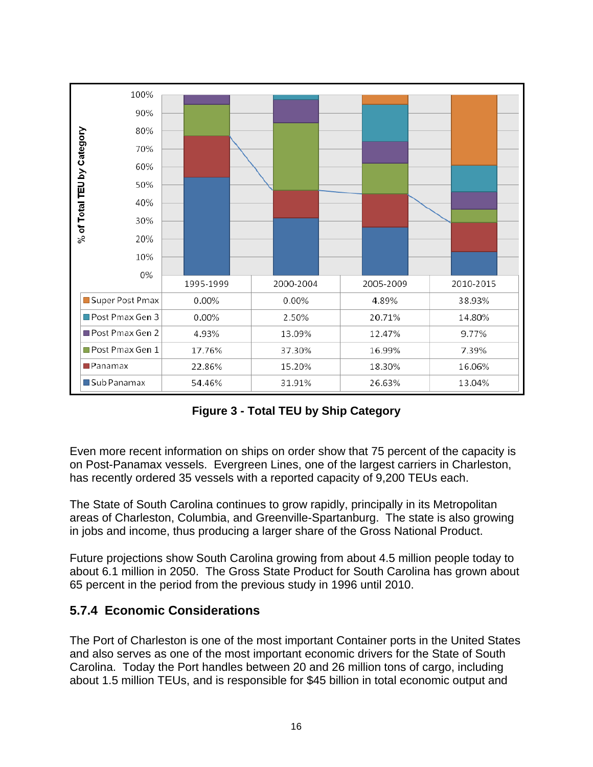| | 1995-1999 | 2000-2004 | 2005-2009 | 2010-2015 |
|---|---|---|---|---|
| Super Post Pmax | 0.00% | 0.00% | 4.89% | 38.93% |
| Post Pmax Gen 3 | 0.00% | 2.50% | 20.71% | 14.80% |
| Post Pmax Gen 2 | 4.93% | 13.09% | 12.47% | 9.77% |
| Post Pmax Gen 1 | 17.76% | 37.30% | 16.99% | 7.39% |
| Panamax | 22.86% | 15.20% | 18.30% | 16.06% |
| Sub Panamax | 54.46% | 31.91% | 26.63% | 13.04% |

**Figure 3 - Total TEU by Ship Category**

Even more recent information on ships on order show that 75 percent of the capacity is on Post-Panamax vessels. Evergreen Lines, one of the largest carriers in Charleston, has recently ordered 35 vessels with a reported capacity of 9,200 TEUs each.

The State of South Carolina continues to grow rapidly, principally in its Metropolitan areas of Charleston, Columbia, and Greenville-Spartanburg. The state is also growing in jobs and income, thus producing a larger share of the Gross National Product.

Future projections show South Carolina growing from about 4.5 million people today to about 6.1 million in 2050. The Gross State Product for South Carolina has grown about 65 percent in the period from the previous study in 1996 until 2010.

### 5.7.4 Economic Considerations

The Port of Charleston is one of the most important Container ports in the United States and also serves as one of the most important economic drivers for the State of South Carolina. Today the Port handles between 20 and 26 million tons of cargo, including about 1.5 million TEUs, and is responsible for $45 billion in total economic output and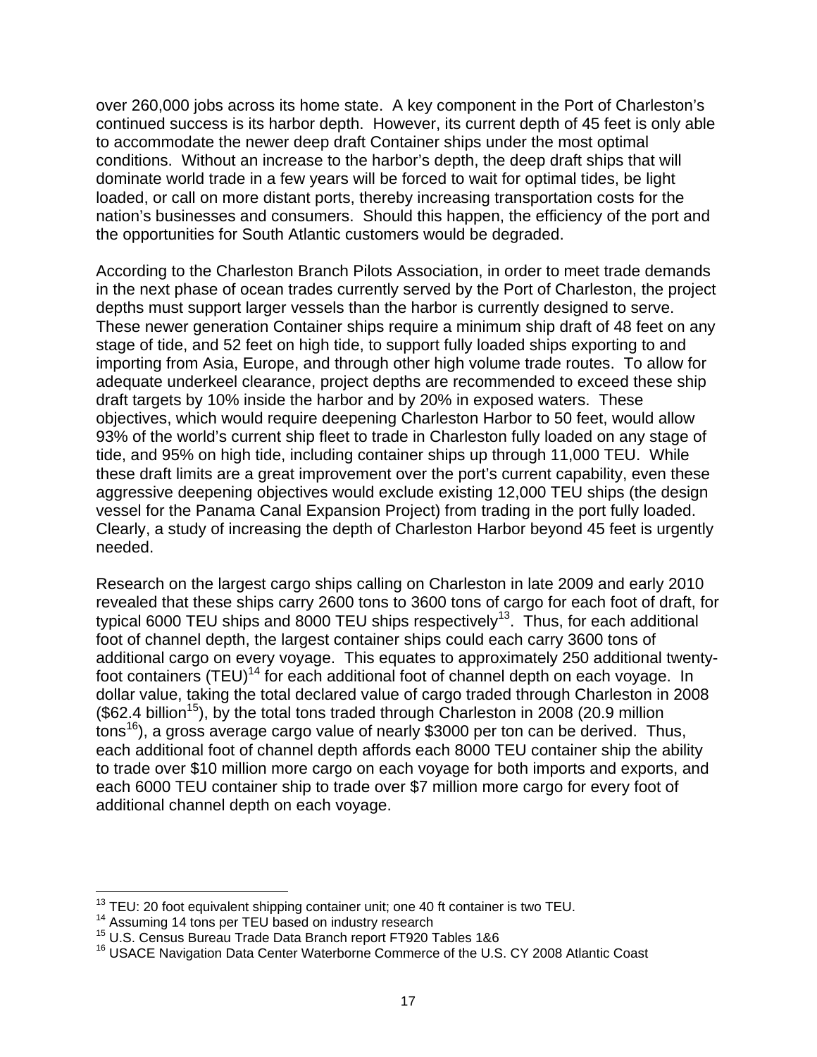over 260,000 jobs across its home state. A key component in the Port of Charleston's continued success is its harbor depth. However, its current depth of 45 feet is only able to accommodate the newer deep draft Container ships under the most optimal conditions. Without an increase to the harbor's depth, the deep draft ships that will dominate world trade in a few years will be forced to wait for optimal tides, be light loaded, or call on more distant ports, thereby increasing transportation costs for the nation's businesses and consumers. Should this happen, the efficiency of the port and the opportunities for South Atlantic customers would be degraded.

According to the Charleston Branch Pilots Association, in order to meet trade demands in the next phase of ocean trades currently served by the Port of Charleston, the project depths must support larger vessels than the harbor is currently designed to serve. These newer generation Container ships require a minimum ship draft of 48 feet on any stage of tide, and 52 feet on high tide, to support fully loaded ships exporting to and importing from Asia, Europe, and through other high volume trade routes. To allow for adequate underkeel clearance, project depths are recommended to exceed these ship draft targets by 10% inside the harbor and by 20% in exposed waters. These objectives, which would require deepening Charleston Harbor to 50 feet, would allow 93% of the world's current ship fleet to trade in Charleston fully loaded on any stage of tide, and 95% on high tide, including container ships up through 11,000 TEU. While these draft limits are a great improvement over the port's current capability, even these aggressive deepening objectives would exclude existing 12,000 TEU ships (the design vessel for the Panama Canal Expansion Project) from trading in the port fully loaded. Clearly, a study of increasing the depth of Charleston Harbor beyond 45 feet is urgently needed.

Research on the largest cargo ships calling on Charleston in late 2009 and early 2010 revealed that these ships carry 2600 tons to 3600 tons of cargo for each foot of draft, for typical 6000 TEU ships and 8000 TEU ships respectively[13]. Thus, for each additional foot of channel depth, the largest container ships could each carry 3600 tons of additional cargo on every voyage. This equates to approximately 250 additional twenty-foot containers (TEU)[14] for each additional foot of channel depth on each voyage. In dollar value, taking the total declared value of cargo traded through Charleston in 2008 ($62.4 billion[15]), by the total tons traded through Charleston in 2008 (20.9 million tons[16]), a gross average cargo value of nearly $3000 per ton can be derived. Thus, each additional foot of channel depth affords each 8000 TEU container ship the ability to trade over $10 million more cargo on each voyage for both imports and exports, and each 6000 TEU container ship to trade over $7 million more cargo for every foot of additional channel depth on each voyage.

---

[13] TEU: 20 foot equivalent shipping container unit; one 40 ft container is two TEU.

[14] Assuming 14 tons per TEU based on industry research

[15] U.S. Census Bureau Trade Data Branch report FT920 Tables 1&6

[16] USACE Navigation Data Center Waterborne Commerce of the U.S. CY 2008 Atlantic Coast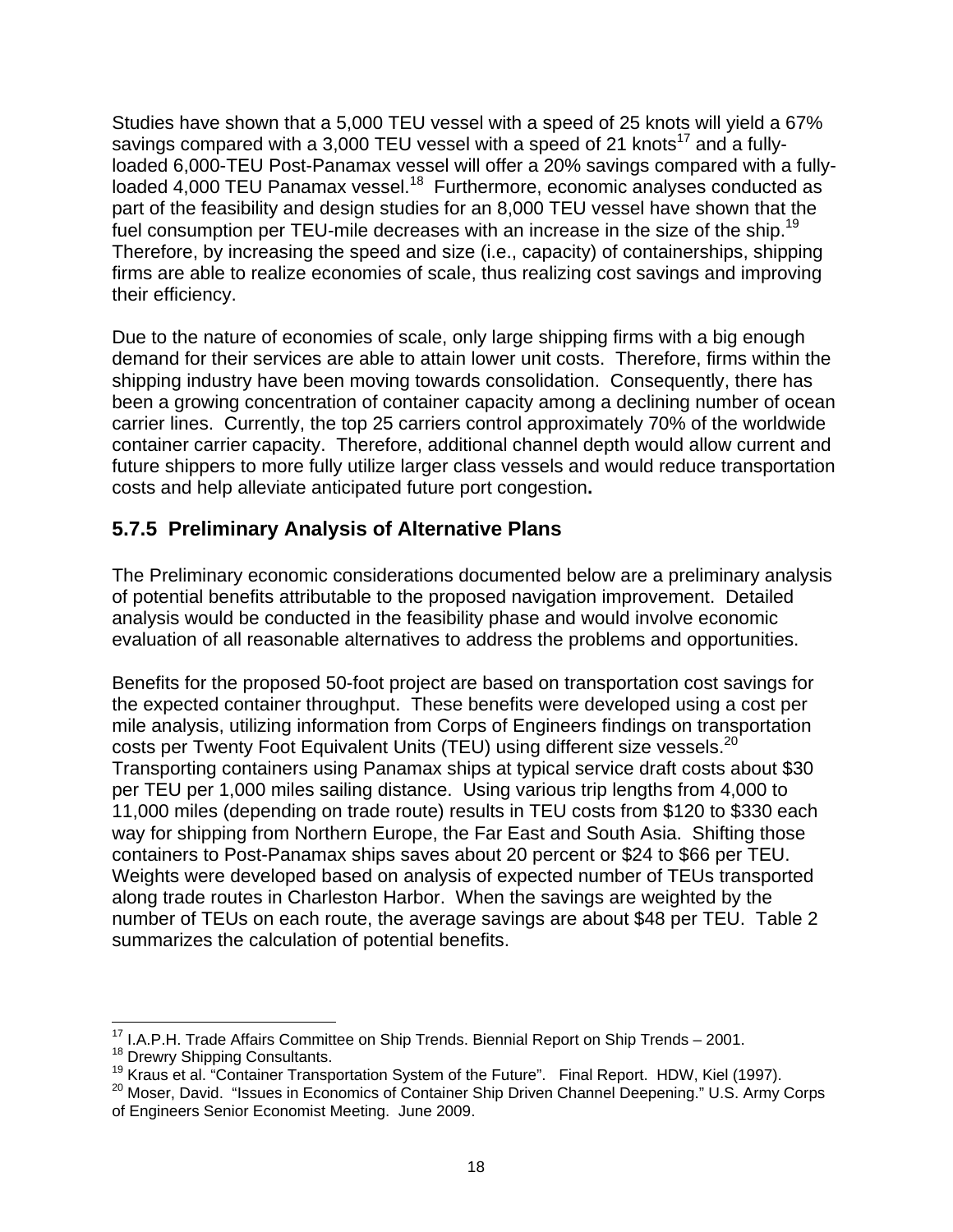Studies have shown that a 5,000 TEU vessel with a speed of 25 knots will yield a 67% savings compared with a 3,000 TEU vessel with a speed of 21 knots[17] and a fully-loaded 6,000-TEU Post-Panamax vessel will offer a 20% savings compared with a fully-loaded 4,000 TEU Panamax vessel.[18] Furthermore, economic analyses conducted as part of the feasibility and design studies for an 8,000 TEU vessel have shown that the fuel consumption per TEU-mile decreases with an increase in the size of the ship.[19] Therefore, by increasing the speed and size (i.e., capacity) of containerships, shipping firms are able to realize economies of scale, thus realizing cost savings and improving their efficiency.

Due to the nature of economies of scale, only large shipping firms with a big enough demand for their services are able to attain lower unit costs. Therefore, firms within the shipping industry have been moving towards consolidation. Consequently, there has been a growing concentration of container capacity among a declining number of ocean carrier lines. Currently, the top 25 carriers control approximately 70% of the worldwide container carrier capacity. Therefore, additional channel depth would allow current and future shippers to more fully utilize larger class vessels and would reduce transportation costs and help alleviate anticipated future port congestion**.**

## 5.7.5 Preliminary Analysis of Alternative Plans

The Preliminary economic considerations documented below are a preliminary analysis of potential benefits attributable to the proposed navigation improvement. Detailed analysis would be conducted in the feasibility phase and would involve economic evaluation of all reasonable alternatives to address the problems and opportunities.

Benefits for the proposed 50-foot project are based on transportation cost savings for the expected container throughput. These benefits were developed using a cost per mile analysis, utilizing information from Corps of Engineers findings on transportation costs per Twenty Foot Equivalent Units (TEU) using different size vessels.[20] Transporting containers using Panamax ships at typical service draft costs about $30 per TEU per 1,000 miles sailing distance. Using various trip lengths from 4,000 to 11,000 miles (depending on trade route) results in TEU costs from $120 to $330 each way for shipping from Northern Europe, the Far East and South Asia. Shifting those containers to Post-Panamax ships saves about 20 percent or $24 to $66 per TEU. Weights were developed based on analysis of expected number of TEUs transported along trade routes in Charleston Harbor. When the savings are weighted by the number of TEUs on each route, the average savings are about $48 per TEU. Table 2 summarizes the calculation of potential benefits.

---

[17] I.A.P.H. Trade Affairs Committee on Ship Trends. Biennial Report on Ship Trends – 2001.

[18] Drewry Shipping Consultants.

[19] Kraus et al. "Container Transportation System of the Future". Final Report. HDW, Kiel (1997).

[20] Moser, David. "Issues in Economics of Container Ship Driven Channel Deepening." U.S. Army Corps of Engineers Senior Economist Meeting. June 2009.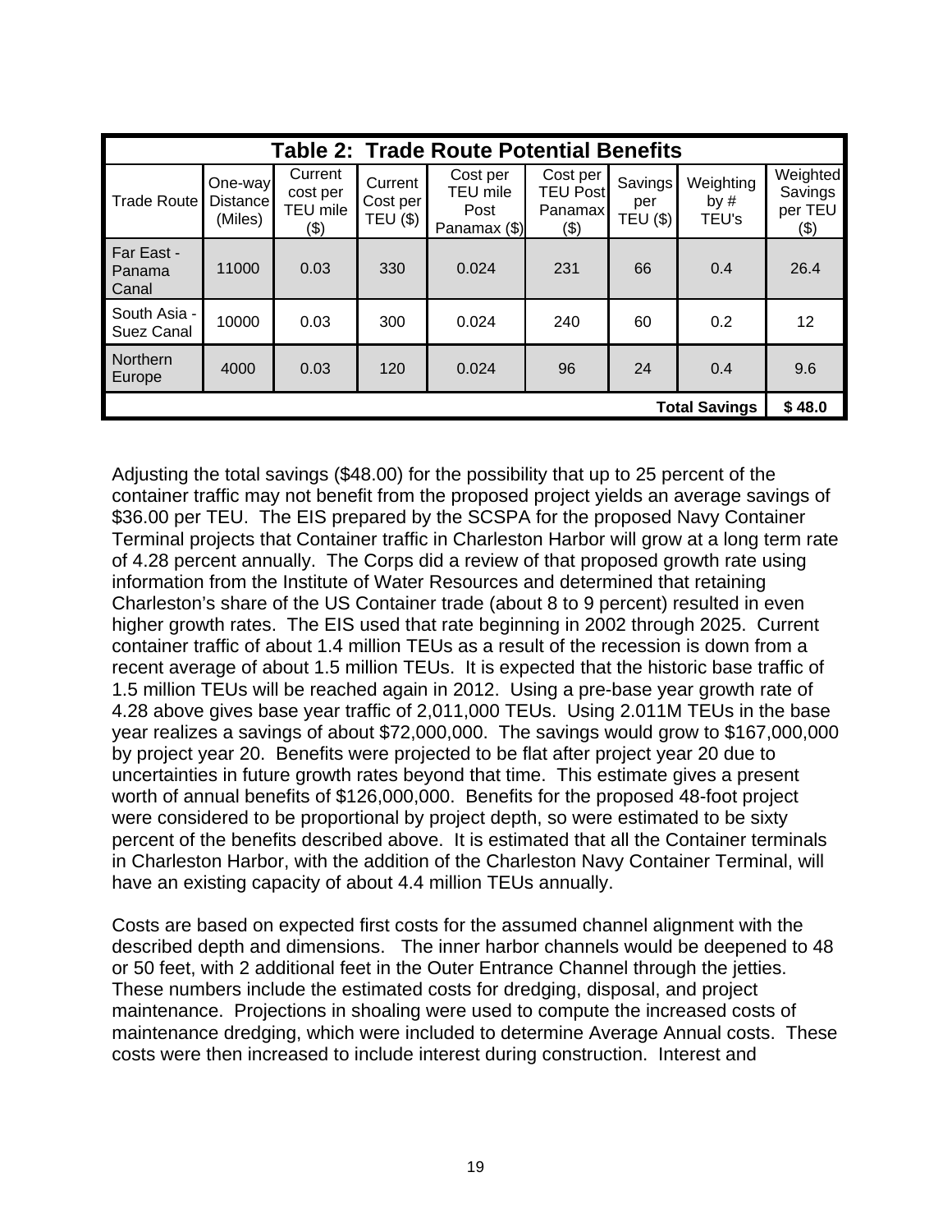| Table 2: Trade Route Potential Benefits | | | | | | | | |
|---|---|---|---|---|---|---|---|---|
| Trade Route | One-way Distance (Miles) | Current cost per TEU mile ($) | Current Cost per TEU ($) | Cost per TEU mile Post Panamax ($) | Cost per TEU Post Panamax ($) | Savings per TEU ($) | Weighting by # TEU's | Weighted Savings per TEU ($) |
| Far East - Panama Canal | 11000 | 0.03 | 330 | 0.024 | 231 | 66 | 0.4 | 26.4 |
| South Asia - Suez Canal | 10000 | 0.03 | 300 | 0.024 | 240 | 60 | 0.2 | 12 |
| Northern Europe | 4000 | 0.03 | 120 | 0.024 | 96 | 24 | 0.4 | 9.6 |
| | | | | | | | **Total Savings** | **$ 48.0** |

Adjusting the total savings ($48.00) for the possibility that up to 25 percent of the container traffic may not benefit from the proposed project yields an average savings of $36.00 per TEU. The EIS prepared by the SCSPA for the proposed Navy Container Terminal projects that Container traffic in Charleston Harbor will grow at a long term rate of 4.28 percent annually. The Corps did a review of that proposed growth rate using information from the Institute of Water Resources and determined that retaining Charleston's share of the US Container trade (about 8 to 9 percent) resulted in even higher growth rates. The EIS used that rate beginning in 2002 through 2025. Current container traffic of about 1.4 million TEUs as a result of the recession is down from a recent average of about 1.5 million TEUs. It is expected that the historic base traffic of 1.5 million TEUs will be reached again in 2012. Using a pre-base year growth rate of 4.28 above gives base year traffic of 2,011,000 TEUs. Using 2.011M TEUs in the base year realizes a savings of about $72,000,000. The savings would grow to $167,000,000 by project year 20. Benefits were projected to be flat after project year 20 due to uncertainties in future growth rates beyond that time. This estimate gives a present worth of annual benefits of $126,000,000. Benefits for the proposed 48-foot project were considered to be proportional by project depth, so were estimated to be sixty percent of the benefits described above. It is estimated that all the Container terminals in Charleston Harbor, with the addition of the Charleston Navy Container Terminal, will have an existing capacity of about 4.4 million TEUs annually.

Costs are based on expected first costs for the assumed channel alignment with the described depth and dimensions. The inner harbor channels would be deepened to 48 or 50 feet, with 2 additional feet in the Outer Entrance Channel through the jetties. These numbers include the estimated costs for dredging, disposal, and project maintenance. Projections in shoaling were used to compute the increased costs of maintenance dredging, which were included to determine Average Annual costs. These costs were then increased to include interest during construction. Interest and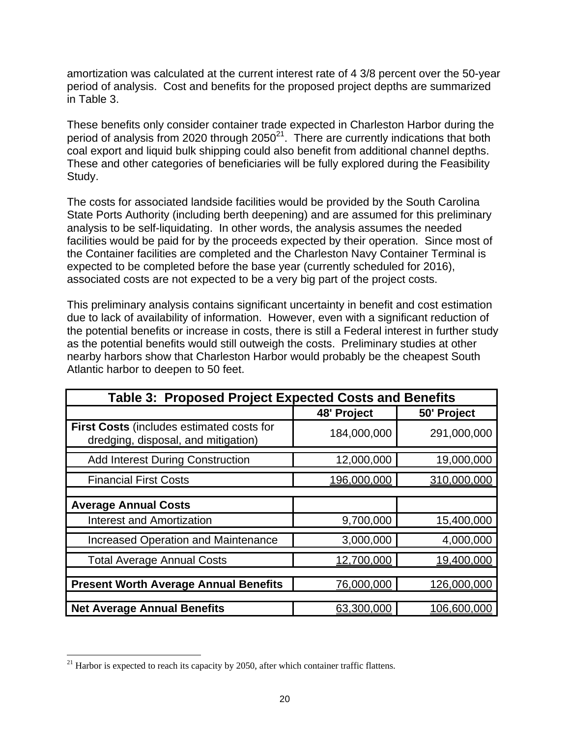amortization was calculated at the current interest rate of 4 3/8 percent over the 50-year period of analysis. Cost and benefits for the proposed project depths are summarized in Table 3.

These benefits only consider container trade expected in Charleston Harbor during the period of analysis from 2020 through 2050[21]. There are currently indications that both coal export and liquid bulk shipping could also benefit from additional channel depths. These and other categories of beneficiaries will be fully explored during the Feasibility Study.

The costs for associated landside facilities would be provided by the South Carolina State Ports Authority (including berth deepening) and are assumed for this preliminary analysis to be self-liquidating. In other words, the analysis assumes the needed facilities would be paid for by the proceeds expected by their operation. Since most of the Container facilities are completed and the Charleston Navy Container Terminal is expected to be completed before the base year (currently scheduled for 2016), associated costs are not expected to be a very big part of the project costs.

This preliminary analysis contains significant uncertainty in benefit and cost estimation due to lack of availability of information. However, even with a significant reduction of the potential benefits or increase in costs, there is still a Federal interest in further study as the potential benefits would still outweigh the costs. Preliminary studies at other nearby harbors show that Charleston Harbor would probably be the cheapest South Atlantic harbor to deepen to 50 feet.

**Table 3: Proposed Project Expected Costs and Benefits**

| | 48' Project | 50' Project |
|---|---|---|
| **First Costs** (includes estimated costs for dredging, disposal, and mitigation) | 184,000,000 | 291,000,000 |
| Add Interest During Construction | 12,000,000 | 19,000,000 |
| Financial First Costs | 196,000,000 | 310,000,000 |
| **Average Annual Costs** | | |
| Interest and Amortization | 9,700,000 | 15,400,000 |
| Increased Operation and Maintenance | 3,000,000 | 4,000,000 |
| Total Average Annual Costs | 12,700,000 | 19,400,000 |
| **Present Worth Average Annual Benefits** | 76,000,000 | 126,000,000 |
| **Net Average Annual Benefits** | 63,300,000 | 106,600,000 |

[21] Harbor is expected to reach its capacity by 2050, after which container traffic flattens.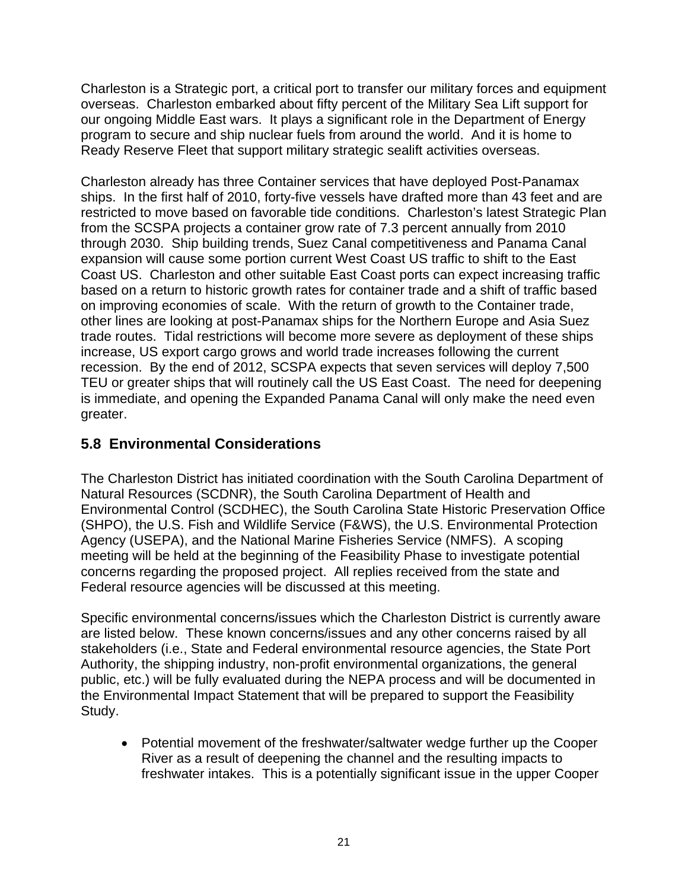Charleston is a Strategic port, a critical port to transfer our military forces and equipment overseas. Charleston embarked about fifty percent of the Military Sea Lift support for our ongoing Middle East wars. It plays a significant role in the Department of Energy program to secure and ship nuclear fuels from around the world. And it is home to Ready Reserve Fleet that support military strategic sealift activities overseas.

Charleston already has three Container services that have deployed Post-Panamax ships. In the first half of 2010, forty-five vessels have drafted more than 43 feet and are restricted to move based on favorable tide conditions. Charleston's latest Strategic Plan from the SCSPA projects a container grow rate of 7.3 percent annually from 2010 through 2030. Ship building trends, Suez Canal competitiveness and Panama Canal expansion will cause some portion current West Coast US traffic to shift to the East Coast US. Charleston and other suitable East Coast ports can expect increasing traffic based on a return to historic growth rates for container trade and a shift of traffic based on improving economies of scale. With the return of growth to the Container trade, other lines are looking at post-Panamax ships for the Northern Europe and Asia Suez trade routes. Tidal restrictions will become more severe as deployment of these ships increase, US export cargo grows and world trade increases following the current recession. By the end of 2012, SCSPA expects that seven services will deploy 7,500 TEU or greater ships that will routinely call the US East Coast. The need for deepening is immediate, and opening the Expanded Panama Canal will only make the need even greater.

## 5.8 Environmental Considerations

The Charleston District has initiated coordination with the South Carolina Department of Natural Resources (SCDNR), the South Carolina Department of Health and Environmental Control (SCDHEC), the South Carolina State Historic Preservation Office (SHPO), the U.S. Fish and Wildlife Service (F&WS), the U.S. Environmental Protection Agency (USEPA), and the National Marine Fisheries Service (NMFS). A scoping meeting will be held at the beginning of the Feasibility Phase to investigate potential concerns regarding the proposed project. All replies received from the state and Federal resource agencies will be discussed at this meeting.

Specific environmental concerns/issues which the Charleston District is currently aware are listed below. These known concerns/issues and any other concerns raised by all stakeholders (i.e., State and Federal environmental resource agencies, the State Port Authority, the shipping industry, non-profit environmental organizations, the general public, etc.) will be fully evaluated during the NEPA process and will be documented in the Environmental Impact Statement that will be prepared to support the Feasibility Study.

- Potential movement of the freshwater/saltwater wedge further up the Cooper River as a result of deepening the channel and the resulting impacts to freshwater intakes. This is a potentially significant issue in the upper Cooper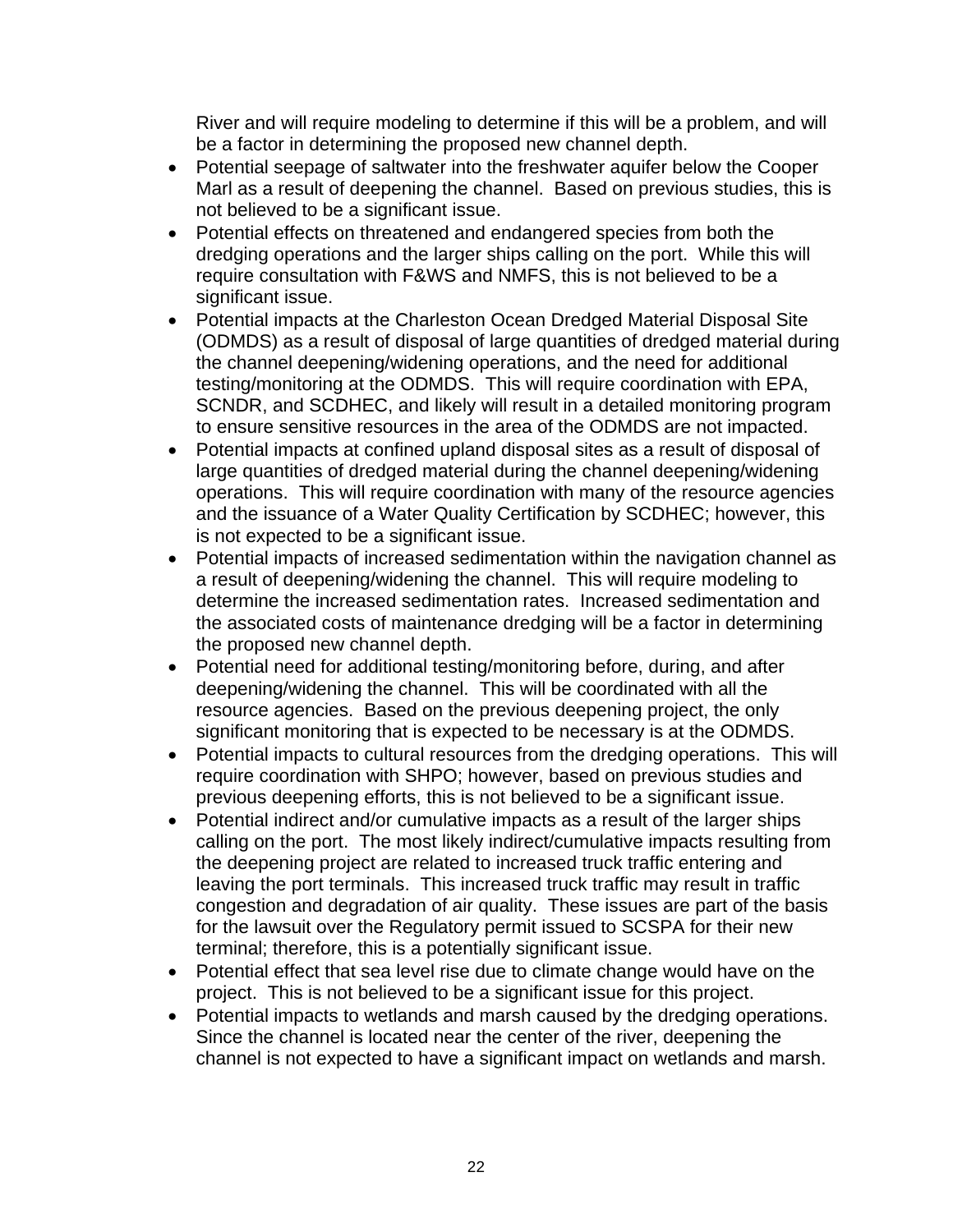River and will require modeling to determine if this will be a problem, and will be a factor in determining the proposed new channel depth.

- Potential seepage of saltwater into the freshwater aquifer below the Cooper Marl as a result of deepening the channel. Based on previous studies, this is not believed to be a significant issue.
- Potential effects on threatened and endangered species from both the dredging operations and the larger ships calling on the port. While this will require consultation with F&WS and NMFS, this is not believed to be a significant issue.
- Potential impacts at the Charleston Ocean Dredged Material Disposal Site (ODMDS) as a result of disposal of large quantities of dredged material during the channel deepening/widening operations, and the need for additional testing/monitoring at the ODMDS. This will require coordination with EPA, SCNDR, and SCDHEC, and likely will result in a detailed monitoring program to ensure sensitive resources in the area of the ODMDS are not impacted.
- Potential impacts at confined upland disposal sites as a result of disposal of large quantities of dredged material during the channel deepening/widening operations. This will require coordination with many of the resource agencies and the issuance of a Water Quality Certification by SCDHEC; however, this is not expected to be a significant issue.
- Potential impacts of increased sedimentation within the navigation channel as a result of deepening/widening the channel. This will require modeling to determine the increased sedimentation rates. Increased sedimentation and the associated costs of maintenance dredging will be a factor in determining the proposed new channel depth.
- Potential need for additional testing/monitoring before, during, and after deepening/widening the channel. This will be coordinated with all the resource agencies. Based on the previous deepening project, the only significant monitoring that is expected to be necessary is at the ODMDS.
- Potential impacts to cultural resources from the dredging operations. This will require coordination with SHPO; however, based on previous studies and previous deepening efforts, this is not believed to be a significant issue.
- Potential indirect and/or cumulative impacts as a result of the larger ships calling on the port. The most likely indirect/cumulative impacts resulting from the deepening project are related to increased truck traffic entering and leaving the port terminals. This increased truck traffic may result in traffic congestion and degradation of air quality. These issues are part of the basis for the lawsuit over the Regulatory permit issued to SCSPA for their new terminal; therefore, this is a potentially significant issue.
- Potential effect that sea level rise due to climate change would have on the project. This is not believed to be a significant issue for this project.
- Potential impacts to wetlands and marsh caused by the dredging operations. Since the channel is located near the center of the river, deepening the channel is not expected to have a significant impact on wetlands and marsh.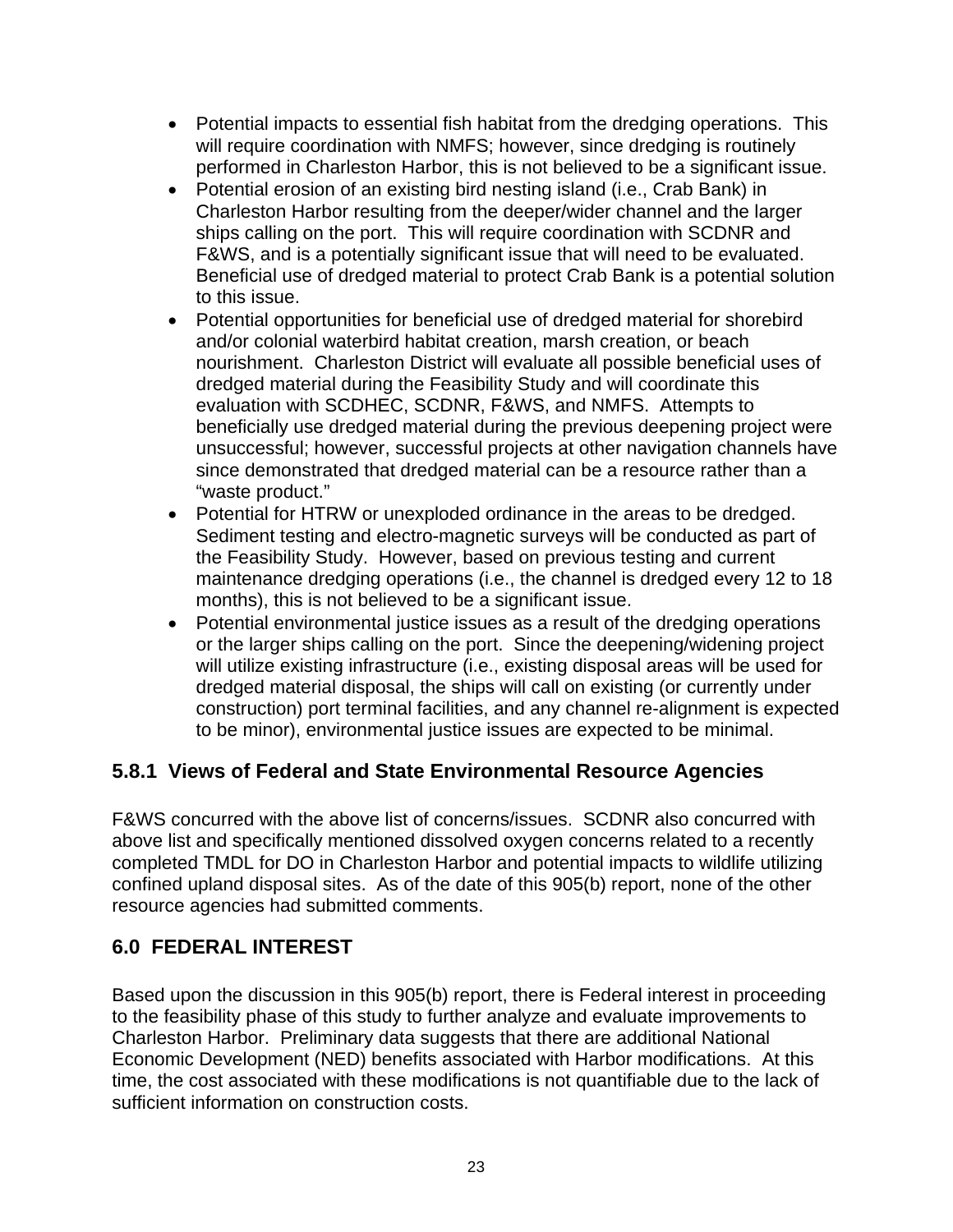- Potential impacts to essential fish habitat from the dredging operations. This will require coordination with NMFS; however, since dredging is routinely performed in Charleston Harbor, this is not believed to be a significant issue.
- Potential erosion of an existing bird nesting island (i.e., Crab Bank) in Charleston Harbor resulting from the deeper/wider channel and the larger ships calling on the port. This will require coordination with SCDNR and F&WS, and is a potentially significant issue that will need to be evaluated. Beneficial use of dredged material to protect Crab Bank is a potential solution to this issue.
- Potential opportunities for beneficial use of dredged material for shorebird and/or colonial waterbird habitat creation, marsh creation, or beach nourishment. Charleston District will evaluate all possible beneficial uses of dredged material during the Feasibility Study and will coordinate this evaluation with SCDHEC, SCDNR, F&WS, and NMFS. Attempts to beneficially use dredged material during the previous deepening project were unsuccessful; however, successful projects at other navigation channels have since demonstrated that dredged material can be a resource rather than a "waste product."
- Potential for HTRW or unexploded ordinance in the areas to be dredged. Sediment testing and electro-magnetic surveys will be conducted as part of the Feasibility Study. However, based on previous testing and current maintenance dredging operations (i.e., the channel is dredged every 12 to 18 months), this is not believed to be a significant issue.
- Potential environmental justice issues as a result of the dredging operations or the larger ships calling on the port. Since the deepening/widening project will utilize existing infrastructure (i.e., existing disposal areas will be used for dredged material disposal, the ships will call on existing (or currently under construction) port terminal facilities, and any channel re-alignment is expected to be minor), environmental justice issues are expected to be minimal.

### 5.8.1 Views of Federal and State Environmental Resource Agencies

F&WS concurred with the above list of concerns/issues. SCDNR also concurred with above list and specifically mentioned dissolved oxygen concerns related to a recently completed TMDL for DO in Charleston Harbor and potential impacts to wildlife utilizing confined upland disposal sites. As of the date of this 905(b) report, none of the other resource agencies had submitted comments.

## 6.0 FEDERAL INTEREST

Based upon the discussion in this 905(b) report, there is Federal interest in proceeding to the feasibility phase of this study to further analyze and evaluate improvements to Charleston Harbor. Preliminary data suggests that there are additional National Economic Development (NED) benefits associated with Harbor modifications. At this time, the cost associated with these modifications is not quantifiable due to the lack of sufficient information on construction costs.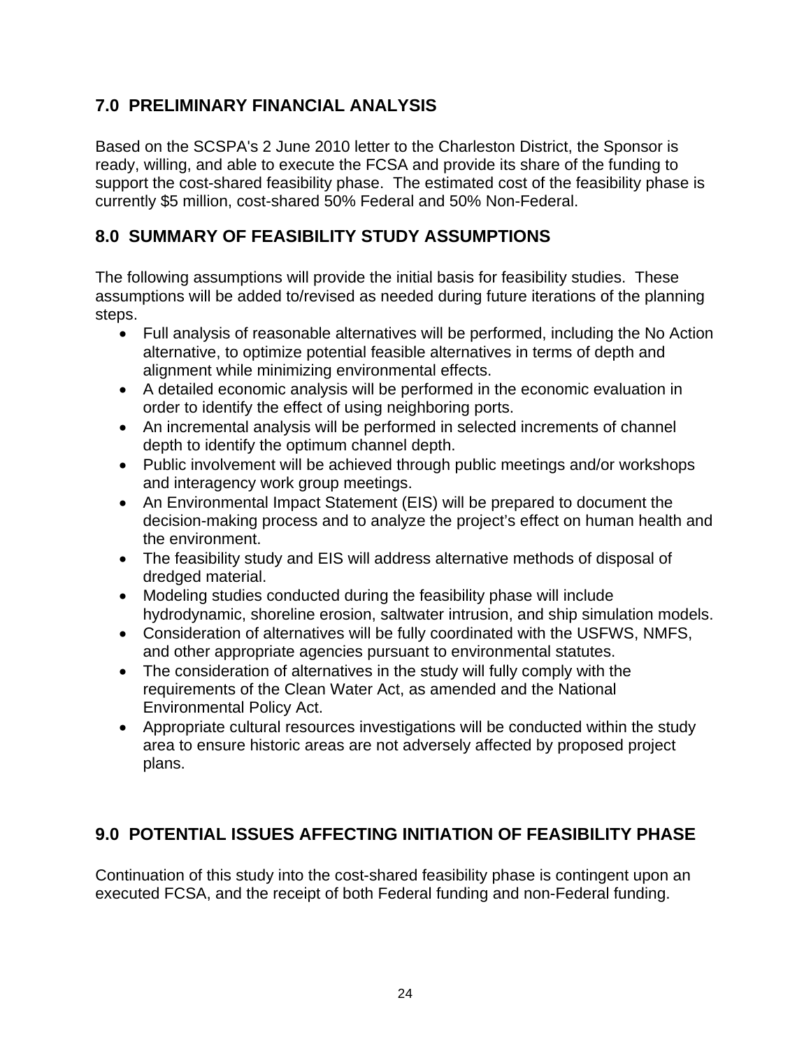## 7.0 PRELIMINARY FINANCIAL ANALYSIS

Based on the SCSPA's 2 June 2010 letter to the Charleston District, the Sponsor is ready, willing, and able to execute the FCSA and provide its share of the funding to support the cost-shared feasibility phase. The estimated cost of the feasibility phase is currently $5 million, cost-shared 50% Federal and 50% Non-Federal.

## 8.0 SUMMARY OF FEASIBILITY STUDY ASSUMPTIONS

The following assumptions will provide the initial basis for feasibility studies. These assumptions will be added to/revised as needed during future iterations of the planning steps.

- Full analysis of reasonable alternatives will be performed, including the No Action alternative, to optimize potential feasible alternatives in terms of depth and alignment while minimizing environmental effects.
- A detailed economic analysis will be performed in the economic evaluation in order to identify the effect of using neighboring ports.
- An incremental analysis will be performed in selected increments of channel depth to identify the optimum channel depth.
- Public involvement will be achieved through public meetings and/or workshops and interagency work group meetings.
- An Environmental Impact Statement (EIS) will be prepared to document the decision-making process and to analyze the project's effect on human health and the environment.
- The feasibility study and EIS will address alternative methods of disposal of dredged material.
- Modeling studies conducted during the feasibility phase will include hydrodynamic, shoreline erosion, saltwater intrusion, and ship simulation models.
- Consideration of alternatives will be fully coordinated with the USFWS, NMFS, and other appropriate agencies pursuant to environmental statutes.
- The consideration of alternatives in the study will fully comply with the requirements of the Clean Water Act, as amended and the National Environmental Policy Act.
- Appropriate cultural resources investigations will be conducted within the study area to ensure historic areas are not adversely affected by proposed project plans.

## 9.0 POTENTIAL ISSUES AFFECTING INITIATION OF FEASIBILITY PHASE

Continuation of this study into the cost-shared feasibility phase is contingent upon an executed FCSA, and the receipt of both Federal funding and non-Federal funding.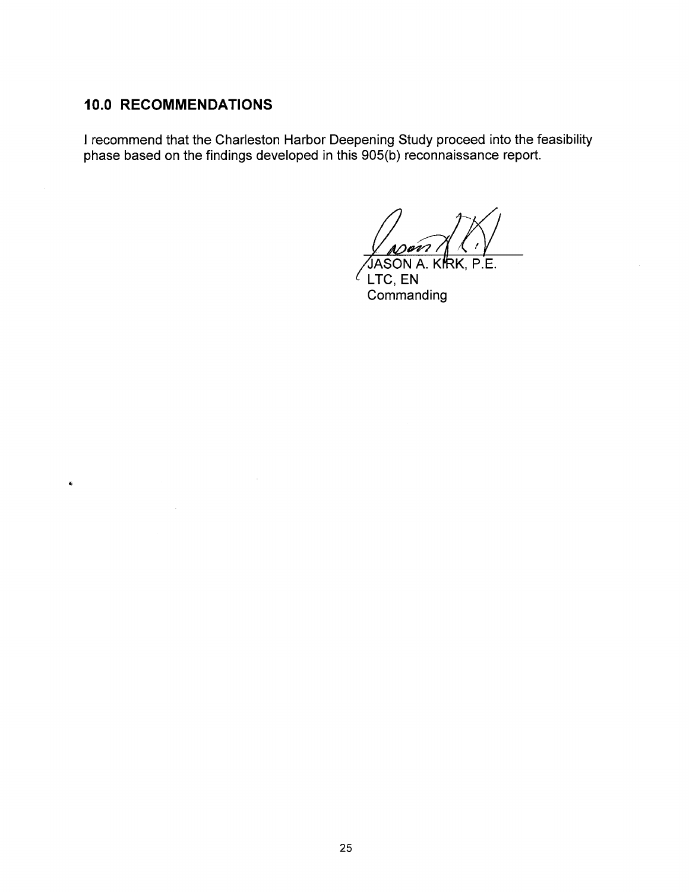## 10.0 RECOMMENDATIONS

I recommend that the Charleston Harbor Deepening Study proceed into the feasibility phase based on the findings developed in this 905(b) reconnaissance report.

JASON A. KIRK, P.E.  
LTC, EN  
Commanding